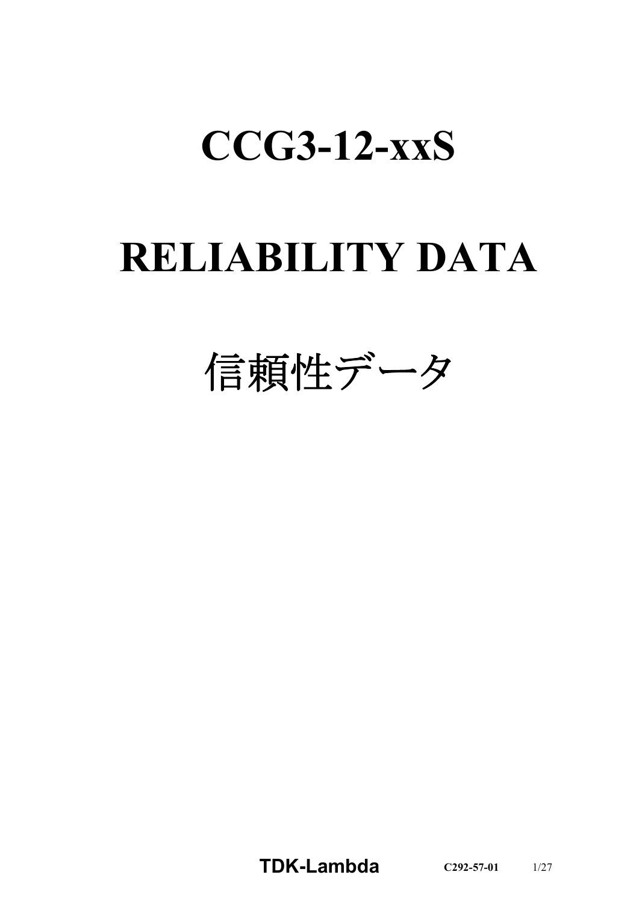# CCG3-12-xxS

# RELIABILITY DATA

# 信頼性データ

**TDK-Lambda** **C292-57-01**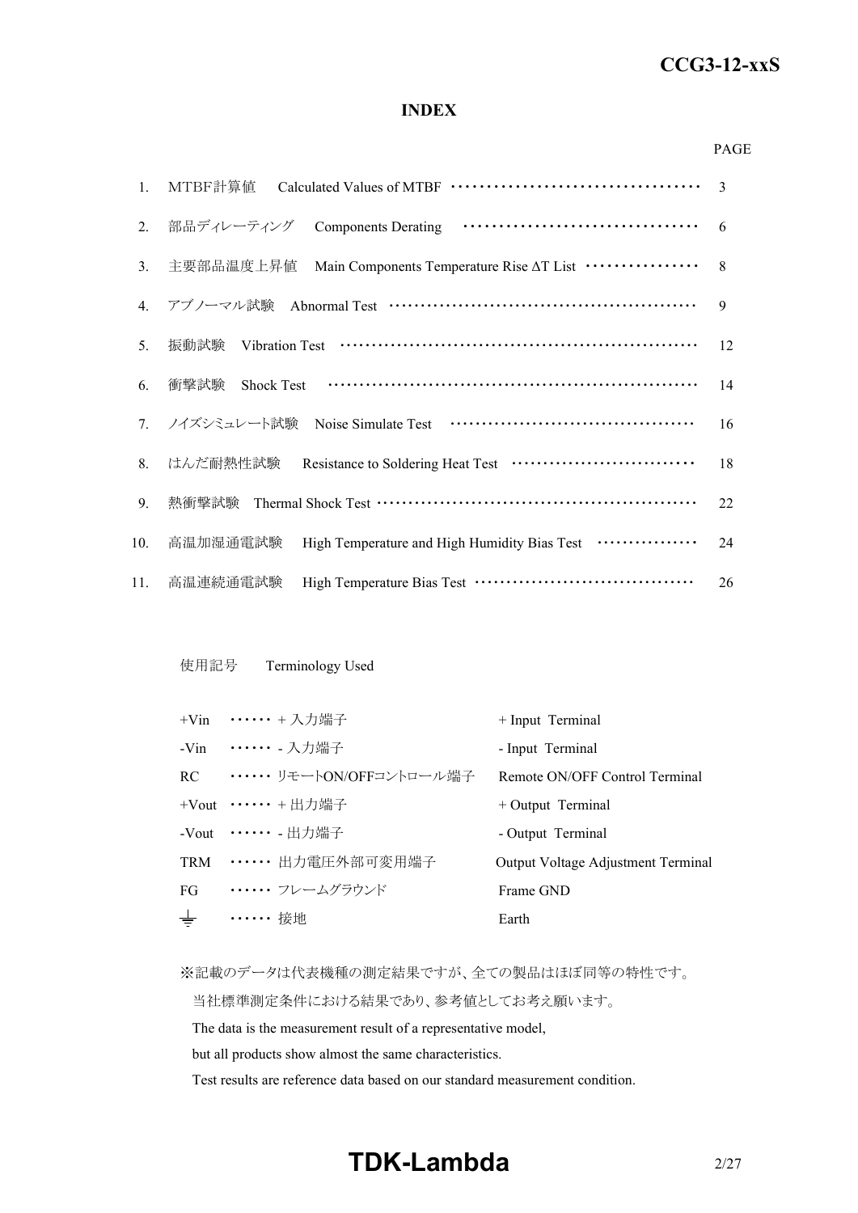# INDEX

| | | PAGE |
|---|---|---|
| 1. | MTBF計算値　Calculated Values of MTBF | 3 |
| 2. | 部品ディレーティング　Components Derating | 6 |
| 3. | 主要部品温度上昇値　Main Components Temperature Rise ΔT List | 8 |
| 4. | アブノーマル試験　Abnormal Test | 9 |
| 5. | 振動試験　Vibration Test | 12 |
| 6. | 衝撃試験　Shock Test | 14 |
| 7. | ノイズシミュレート試験　Noise Simulate Test | 16 |
| 8. | はんだ耐熱性試験　Resistance to Soldering Heat Test | 18 |
| 9. | 熱衝撃試験　Thermal Shock Test | 22 |
| 10. | 高温加湿通電試験　High Temperature and High Humidity Bias Test | 24 |
| 11. | 高温連続通電試験　High Temperature Bias Test | 26 |

使用記号　Terminology Used

| | | |
|---|---|---|
| +Vin | ・・・・・・ + 入力端子 | + Input Terminal |
| -Vin | ・・・・・・ - 入力端子 | - Input Terminal |
| RC | ・・・・・・ リモートON/OFFコントロール端子 | Remote ON/OFF Control Terminal |
| +Vout | ・・・・・・ + 出力端子 | + Output Terminal |
| -Vout | ・・・・・・ - 出力端子 | - Output Terminal |
| TRM | ・・・・・・ 出力電圧外部可変用端子 | Output Voltage Adjustment Terminal |
| FG | ・・・・・・ フレームグラウンド | Frame GND |
| ⏚ | ・・・・・・ 接地 | Earth |

※記載のデータは代表機種の測定結果ですが、全ての製品はほぼ同等の特性です。
当社標準測定条件における結果であり、参考値としてお考え願います。
The data is the measurement result of a representative model,
but all products show almost the same characteristics.
Test results are reference data based on our standard measurement condition.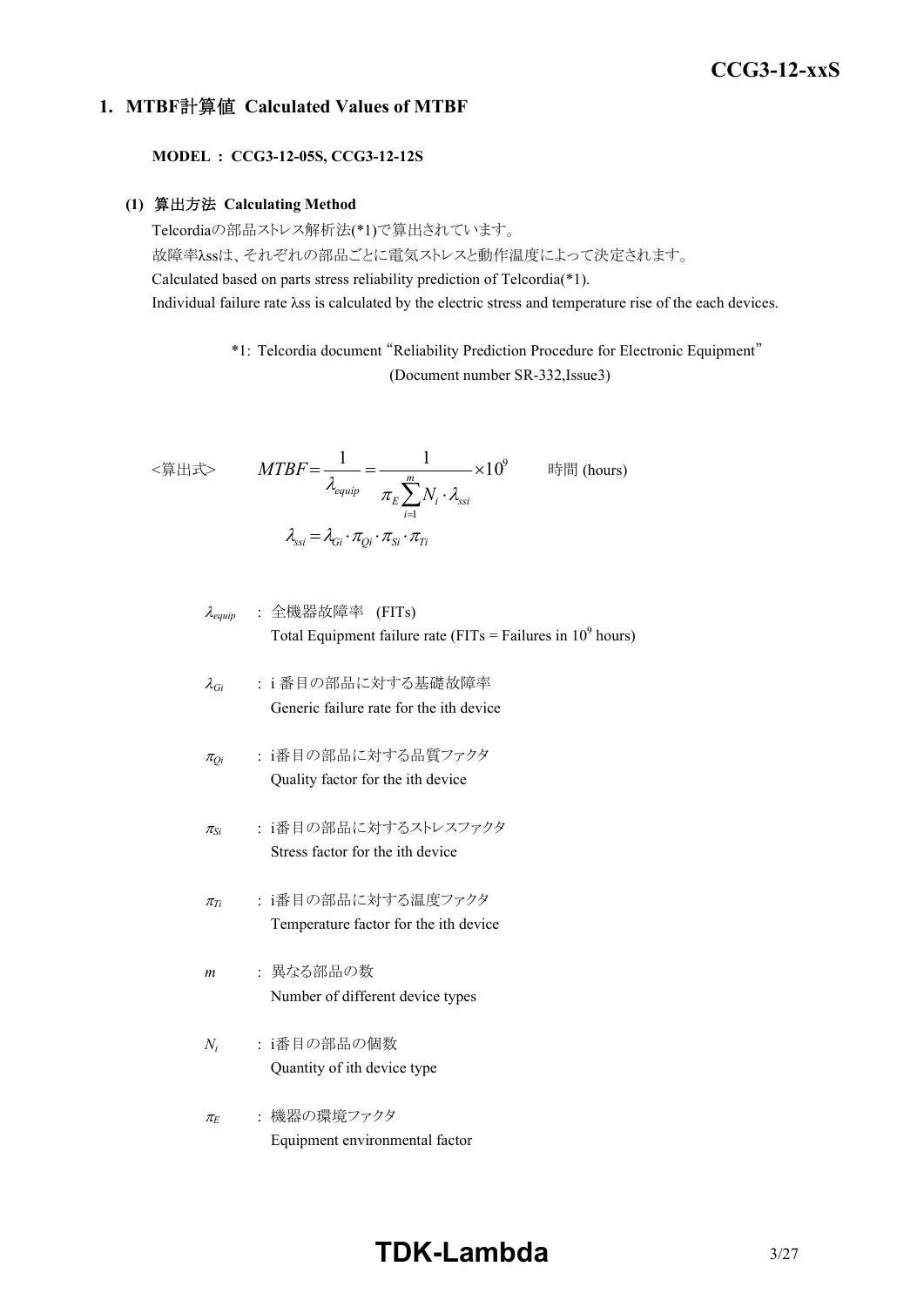## 1. MTBF計算値 Calculated Values of MTBF

**MODEL ： CCG3-12-05S, CCG3-12-12S**

### (1) 算出方法 Calculating Method

Telcordiaの部品ストレス解析法(*1)で算出されています。
故障率λssは、それぞれの部品ごとに電気ストレスと動作温度によって決定されます。
Calculated based on parts stress reliability prediction of Telcordia(*1).
Individual failure rate λss is calculated by the electric stress and temperature rise of the each devices.

*1: Telcordia document "Reliability Prediction Procedure for Electronic Equipment" (Document number SR-332,Issue3)

<算出式>

$$MTBF = \frac{1}{\lambda_{equip}} = \frac{1}{\pi_E \sum_{i=1}^{m} N_i \cdot \lambda_{ssi}} \times 10^9 \quad \text{時間 (hours)}$$

$$\lambda_{ssi} = \lambda_{Gi} \cdot \pi_{Qi} \cdot \pi_{Si} \cdot \pi_{Ti}$$

- $\lambda_{equip}$ : 全機器故障率 (FITs)
  Total Equipment failure rate (FITs = Failures in $10^9$ hours)
- $\lambda_{Gi}$ : i 番目の部品に対する基礎故障率
  Generic failure rate for the ith device
- $\pi_{Qi}$ : i番目の部品に対する品質ファクタ
  Quality factor for the ith device
- $\pi_{Si}$ : i番目の部品に対するストレスファクタ
  Stress factor for the ith device
- $\pi_{Ti}$ : i番目の部品に対する温度ファクタ
  Temperature factor for the ith device
- $m$ : 異なる部品の数
  Number of different device types
- $N_i$ : i番目の部品の個数
  Quantity of ith device type
- $\pi_E$ : 機器の環境ファクタ
  Equipment environmental factor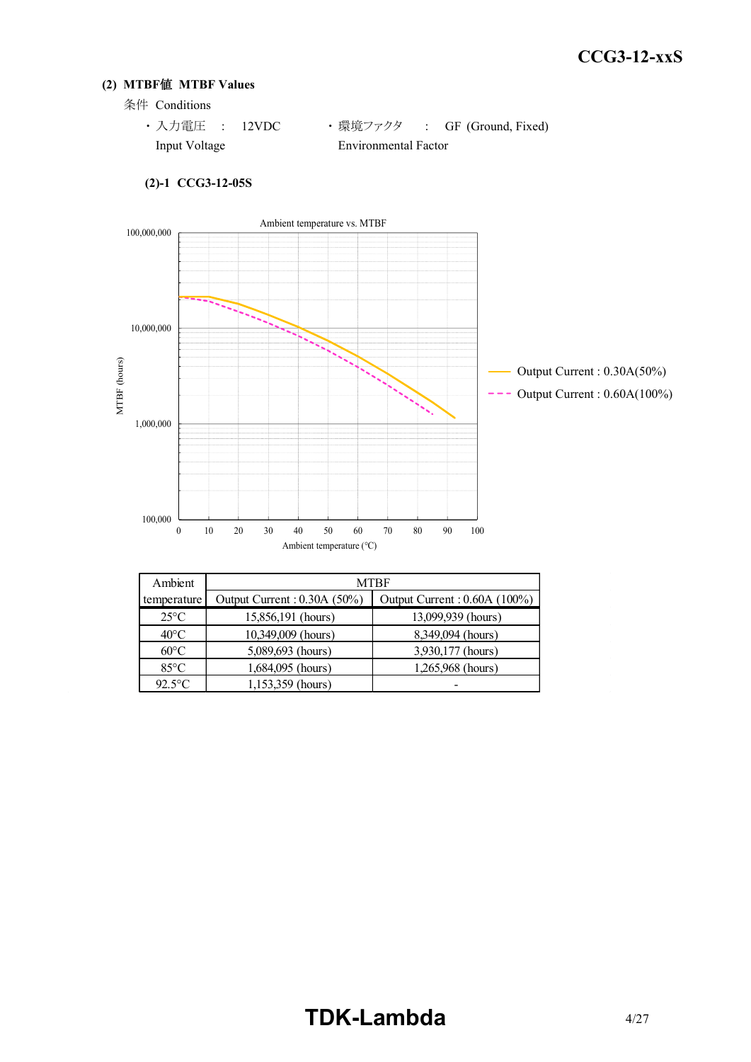## (2) MTBF値 MTBF Values

条件 Conditions

- 入力電圧 : 12VDC
  Input Voltage
- 環境ファクタ : GF (Ground, Fixed)
  Environmental Factor

### (2)-1 CCG3-12-05S

Ambient temperature vs. MTBF

| Ambient temperature | MTBF | |
|---|---|---|
| | Output Current : 0.30A (50%) | Output Current : 0.60A (100%) |
| 25°C | 15,856,191 (hours) | 13,099,939 (hours) |
| 40°C | 10,349,009 (hours) | 8,349,094 (hours) |
| 60°C | 5,089,693 (hours) | 3,930,177 (hours) |
| 85°C | 1,684,095 (hours) | 1,265,968 (hours) |
| 92.5°C | 1,153,359 (hours) | - |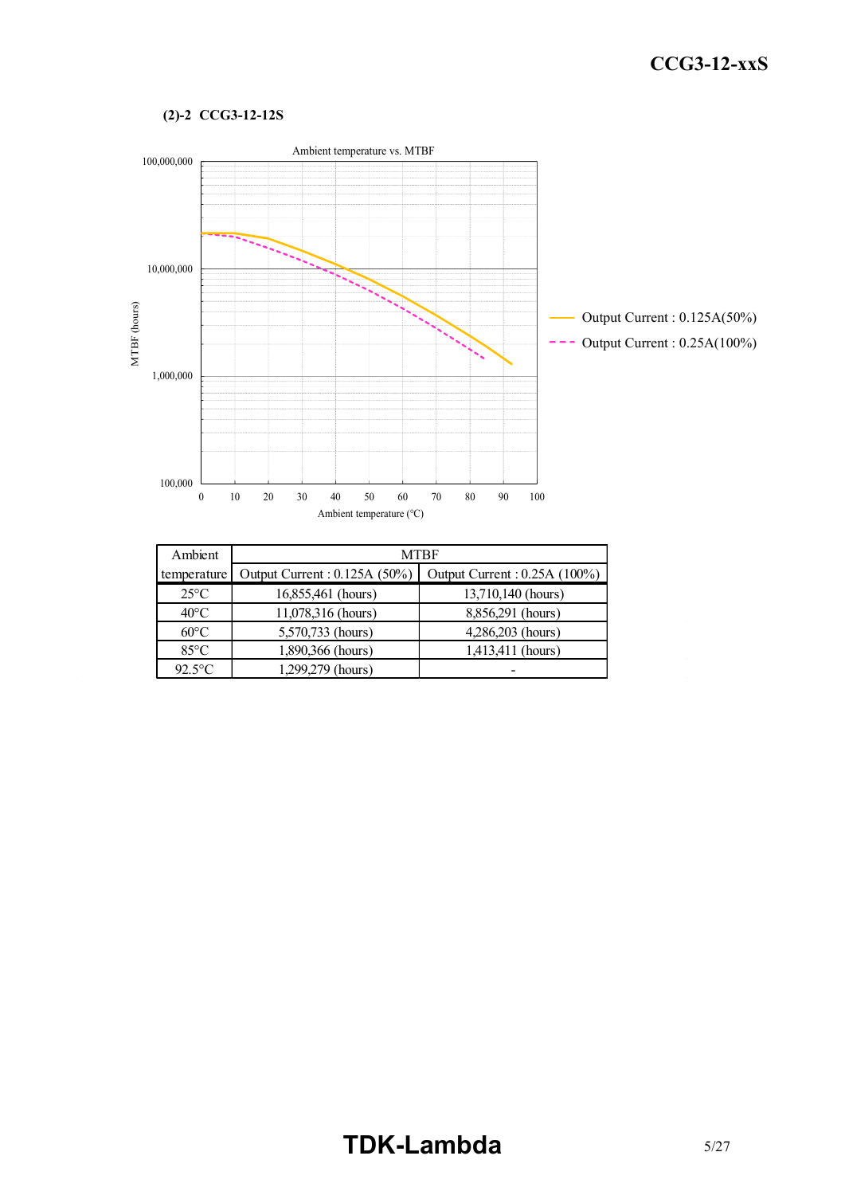### (2)-2 CCG3-12-12S

Ambient temperature vs. MTBF

| Ambient temperature | MTBF | |
|---|---|---|
| | Output Current : 0.125A (50%) | Output Current : 0.25A (100%) |
| 25°C | 16,855,461 (hours) | 13,710,140 (hours) |
| 40°C | 11,078,316 (hours) | 8,856,291 (hours) |
| 60°C | 5,570,733 (hours) | 4,286,203 (hours) |
| 85°C | 1,890,366 (hours) | 1,413,411 (hours) |
| 92.5°C | 1,299,279 (hours) | - |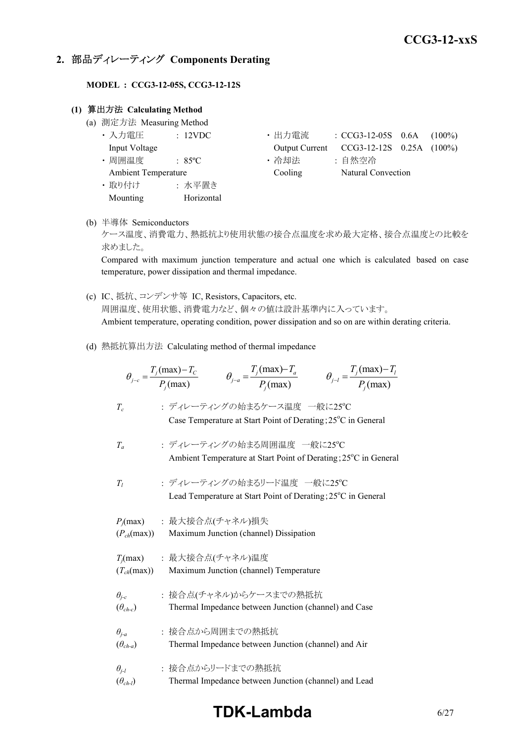## 2. 部品ディレーティング Components Derating

**MODEL : CCG3-12-05S, CCG3-12-12S**

**(1) 算出方法 Calculating Method**

(a) 測定方法 Measuring Method

- 入力電圧 Input Voltage : 12VDC
- 周囲温度 Ambient Temperature : 85ºC
- 取り付け Mounting : 水平置き Horizontal
- 出力電流 Output Current : CCG3-12-05S 0.6A (100%) CCG3-12-12S 0.25A (100%)
- 冷却法 Cooling : 自然空冷 Natural Convection

(b) 半導体 Semiconductors

ケース温度、消費電力、熱抵抗より使用状態の接合点温度を求め最大定格、接合点温度との比較を求めました。

Compared with maximum junction temperature and actual one which is calculated based on case temperature, power dissipation and thermal impedance.

(c) IC、抵抗、コンデンサ等 IC, Resistors, Capacitors, etc.

周囲温度、使用状態、消費電力など、個々の値は設計基準内に入っています。

Ambient temperature, operating condition, power dissipation and so on are within derating criteria.

(d) 熱抵抗算出方法 Calculating method of thermal impedance

$$\theta_{j-c} = \frac{T_j(\max) - T_C}{P_j(\max)} \qquad \theta_{j-a} = \frac{T_j(\max) - T_a}{P_j(\max)} \qquad \theta_{j-l} = \frac{T_j(\max) - T_l}{P_j(\max)}$$

$T_c$ : ディレーティングの始まるケース温度 一般に25ºC
Case Temperature at Start Point of Derating;25ºC in General

$T_a$ : ディレーティングの始まる周囲温度 一般に25ºC
Ambient Temperature at Start Point of Derating;25ºC in General

$T_l$ : ディレーティングの始まるリード温度 一般に25ºC
Lead Temperature at Start Point of Derating;25ºC in General

$P_j(\max)$ ($P_{ch}(\max)$) : 最大接合点(チャネル)損失
Maximum Junction (channel) Dissipation

$T_j(\max)$ ($T_{ch}(\max)$) : 最大接合点(チャネル)温度
Maximum Junction (channel) Temperature

$\theta_{j-c}$ ($\theta_{ch-c}$) : 接合点(チャネル)からケースまでの熱抵抗
Thermal Impedance between Junction (channel) and Case

$\theta_{j-a}$ ($\theta_{ch-a}$) : 接合点から周囲までの熱抵抗
Thermal Impedance between Junction (channel) and Air

$\theta_{j-l}$ ($\theta_{ch-l}$) : 接合点からリードまでの熱抵抗
Thermal Impedance between Junction (channel) and Lead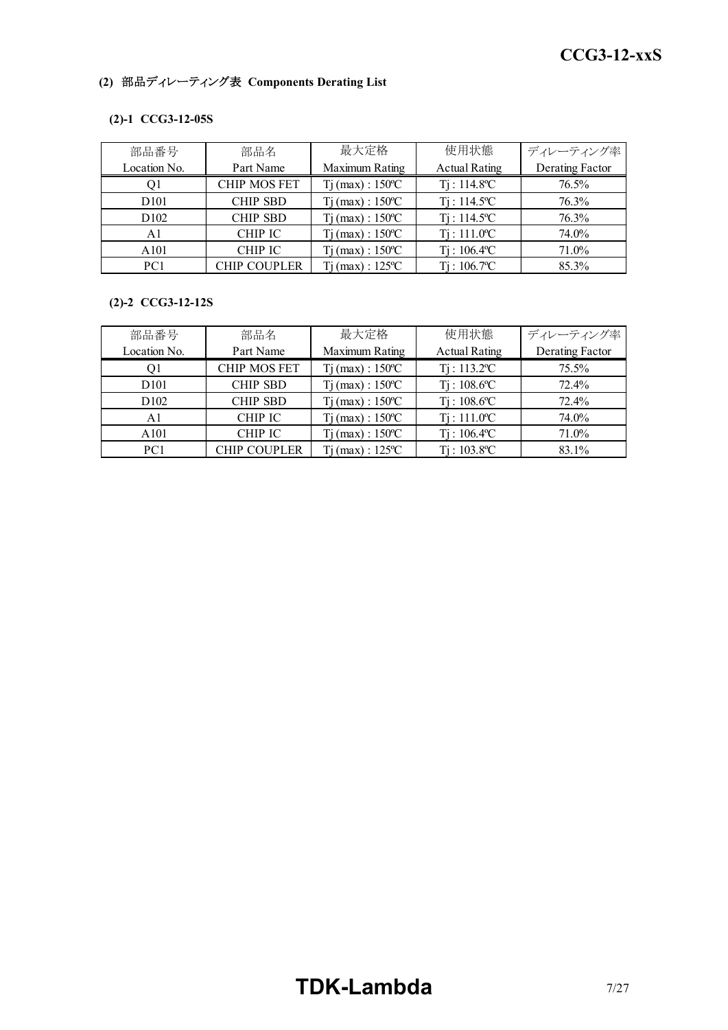### (2) 部品ディレーティング表 Components Derating List

#### (2)-1 CCG3-12-05S

| 部品番号<br>Location No. | 部品名<br>Part Name | 最大定格<br>Maximum Rating | 使用状態<br>Actual Rating | ディレーティング率<br>Derating Factor |
|---|---|---|---|---|
| Q1 | CHIP MOS FET | Tj (max) : 150ºC | Tj : 114.8ºC | 76.5% |
| D101 | CHIP SBD | Tj (max) : 150ºC | Tj : 114.5ºC | 76.3% |
| D102 | CHIP SBD | Tj (max) : 150ºC | Tj : 114.5ºC | 76.3% |
| A1 | CHIP IC | Tj (max) : 150ºC | Tj : 111.0ºC | 74.0% |
| A101 | CHIP IC | Tj (max) : 150ºC | Tj : 106.4ºC | 71.0% |
| PC1 | CHIP COUPLER | Tj (max) : 125ºC | Tj : 106.7ºC | 85.3% |

#### (2)-2 CCG3-12-12S

| 部品番号<br>Location No. | 部品名<br>Part Name | 最大定格<br>Maximum Rating | 使用状態<br>Actual Rating | ディレーティング率<br>Derating Factor |
|---|---|---|---|---|
| Q1 | CHIP MOS FET | Tj (max) : 150ºC | Tj : 113.2ºC | 75.5% |
| D101 | CHIP SBD | Tj (max) : 150ºC | Tj : 108.6ºC | 72.4% |
| D102 | CHIP SBD | Tj (max) : 150ºC | Tj : 108.6ºC | 72.4% |
| A1 | CHIP IC | Tj (max) : 150ºC | Tj : 111.0ºC | 74.0% |
| A101 | CHIP IC | Tj (max) : 150ºC | Tj : 106.4ºC | 71.0% |
| PC1 | CHIP COUPLER | Tj (max) : 125ºC | Tj : 103.8ºC | 83.1% |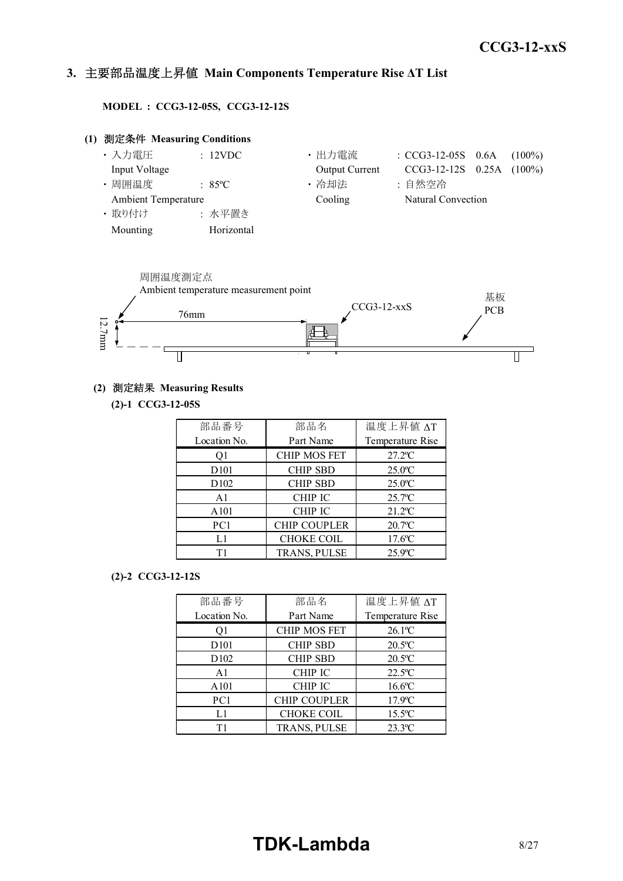## 3. 主要部品温度上昇値 Main Components Temperature Rise ΔT List

**MODEL : CCG3-12-05S, CCG3-12-12S**

**(1) 測定条件 Measuring Conditions**

- 入力電圧 Input Voltage : 12VDC
- 周囲温度 Ambient Temperature : 85ºC
- 取り付け Mounting : 水平置き Horizontal
- 出力電流 Output Current : CCG3-12-05S 0.6A (100%) / CCG3-12-12S 0.25A (100%)
- 冷却法 Cooling : 自然空冷 Natural Convection

周囲温度測定点
Ambient temperature measurement point

76mm

12.7mm

CCG3-12-xxS

基板
PCB

**(2) 測定結果 Measuring Results**

**(2)-1 CCG3-12-05S**

| 部品番号<br>Location No. | 部品名<br>Part Name | 温度上昇値 ΔT<br>Temperature Rise |
|---|---|---|
| Q1 | CHIP MOS FET | 27.2ºC |
| D101 | CHIP SBD | 25.0ºC |
| D102 | CHIP SBD | 25.0ºC |
| A1 | CHIP IC | 25.7ºC |
| A101 | CHIP IC | 21.2ºC |
| PC1 | CHIP COUPLER | 20.7ºC |
| L1 | CHOKE COIL | 17.6ºC |
| T1 | TRANS, PULSE | 25.9ºC |

**(2)-2 CCG3-12-12S**

| 部品番号<br>Location No. | 部品名<br>Part Name | 温度上昇値 ΔT<br>Temperature Rise |
|---|---|---|
| Q1 | CHIP MOS FET | 26.1ºC |
| D101 | CHIP SBD | 20.5ºC |
| D102 | CHIP SBD | 20.5ºC |
| A1 | CHIP IC | 22.5ºC |
| A101 | CHIP IC | 16.6ºC |
| PC1 | CHIP COUPLER | 17.9ºC |
| L1 | CHOKE COIL | 15.5ºC |
| T1 | TRANS, PULSE | 23.3ºC |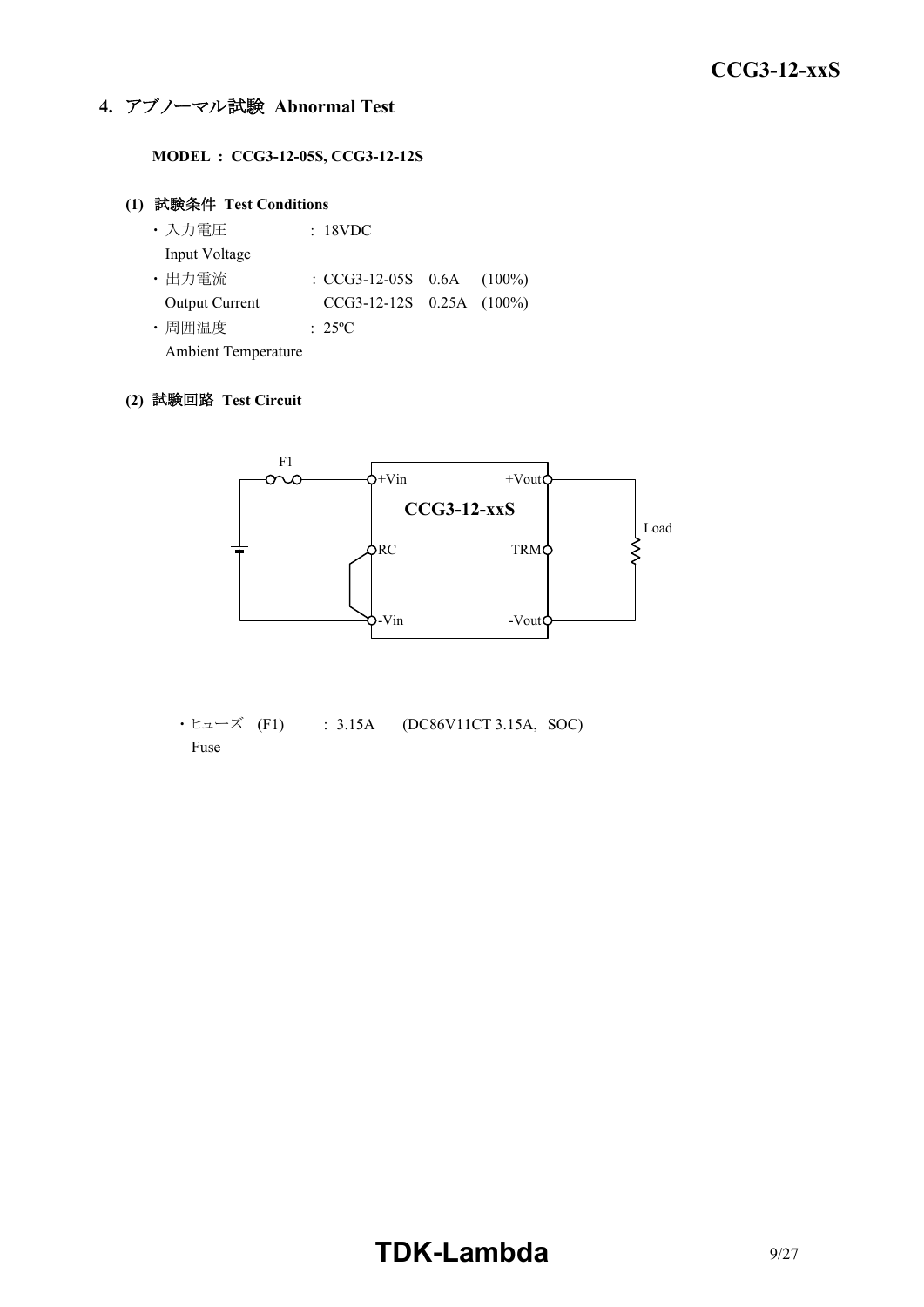## 4. アブノーマル試験 Abnormal Test

**MODEL : CCG3-12-05S, CCG3-12-12S**

### (1) 試験条件 Test Conditions

- 入力電圧 : 18VDC
  Input Voltage
- 出力電流 : CCG3-12-05S 0.6A (100%)
  Output Current CCG3-12-12S 0.25A (100%)
- 周囲温度 : 25ºC
  Ambient Temperature

### (2) 試験回路 Test Circuit

F1

+Vin +Vout

**CCG3-12-xxS**

Load

RC TRM

-Vin -Vout

- ヒューズ (F1) : 3.15A (DC86V11CT 3.15A, SOC)
  Fuse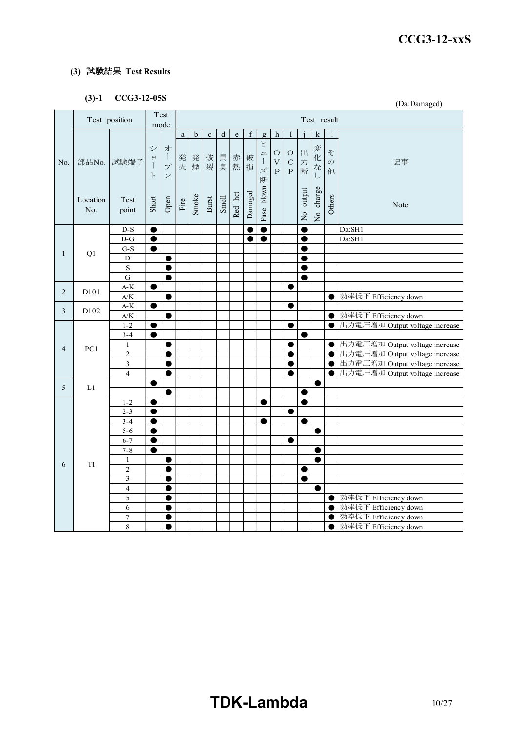### (3) 試験結果 Test Results

#### (3)-1 CCG3-12-05S

(Da:Damaged)

| No. | 部品No. Location No. | 試験端子 Test point | ショート Short | オープン Open | a 発火 Fire | b 発煙 Smoke | c 破裂 Burst | d 異臭 Smell | e 赤熱 Red hot | f 破損 Damaged | g ヒューズ断 Fuse blown | h OVP | I OCP | j 出力断 No output | k 変化なし No change | l その他 Others | 記事 Note |
|---|---|---|---|---|---|---|---|---|---|---|---|---|---|---|---|---|---|
| 1 | Q1 | D-S | ● | | | | | | | ● | ● | | | ● | | | Da:SH1 |
| | | D-G | ● | | | | | | | ● | ● | | | ● | | | Da:SH1 |
| | | G-S | ● | | | | | | | | | | | ● | | | |
| | | D | | ● | | | | | | | | | | ● | | | |
| | | S | | ● | | | | | | | | | | ● | | | |
| | | G | | ● | | | | | | | | | | ● | | | |
| 2 | D101 | A-K | ● | | | | | | | | | | ● | | | | |
| | | A/K | | ● | | | | | | | | | | | | ● | 効率低下 Efficiency down |
| 3 | D102 | A-K | ● | | | | | | | | | | ● | | | | |
| | | A/K | | ● | | | | | | | | | | | | ● | 効率低下 Efficiency down |
| 4 | PC1 | 1-2 | ● | | | | | | | | | | ● | | | ● | 出力電圧増加 Output voltage increase |
| | | 3-4 | ● | | | | | | | | | | | ● | | | |
| | | 1 | | ● | | | | | | | | | ● | | | ● | 出力電圧増加 Output voltage increase |
| | | 2 | | ● | | | | | | | | | ● | | | ● | 出力電圧増加 Output voltage increase |
| | | 3 | | ● | | | | | | | | | ● | | | ● | 出力電圧増加 Output voltage increase |
| | | 4 | | ● | | | | | | | | | ● | | | ● | 出力電圧増加 Output voltage increase |
| 5 | L1 | | ● | | | | | | | | | | | | ● | | |
| | | | | ● | | | | | | | | | | ● | | | |
| 6 | T1 | 1-2 | ● | | | | | | | | ● | | | ● | | | |
| | | 2-3 | ● | | | | | | | | | | ● | | | | |
| | | 3-4 | ● | | | | | | | | ● | | | ● | | | |
| | | 5-6 | ● | | | | | | | | | | | | ● | | |
| | | 6-7 | ● | | | | | | | | | | ● | | | | |
| | | 7-8 | ● | | | | | | | | | | | | ● | | |
| | | 1 | | ● | | | | | | | | | | | ● | | |
| | | 2 | | ● | | | | | | | | | | ● | | | |
| | | 3 | | ● | | | | | | | | | | ● | | | |
| | | 4 | | ● | | | | | | | | | | | ● | | |
| | | 5 | | ● | | | | | | | | | | | | ● | 効率低下 Efficiency down |
| | | 6 | | ● | | | | | | | | | | | | ● | 効率低下 Efficiency down |
| | | 7 | | ● | | | | | | | | | | | | ● | 効率低下 Efficiency down |
| | | 8 | | ● | | | | | | | | | | | | ● | 効率低下 Efficiency down |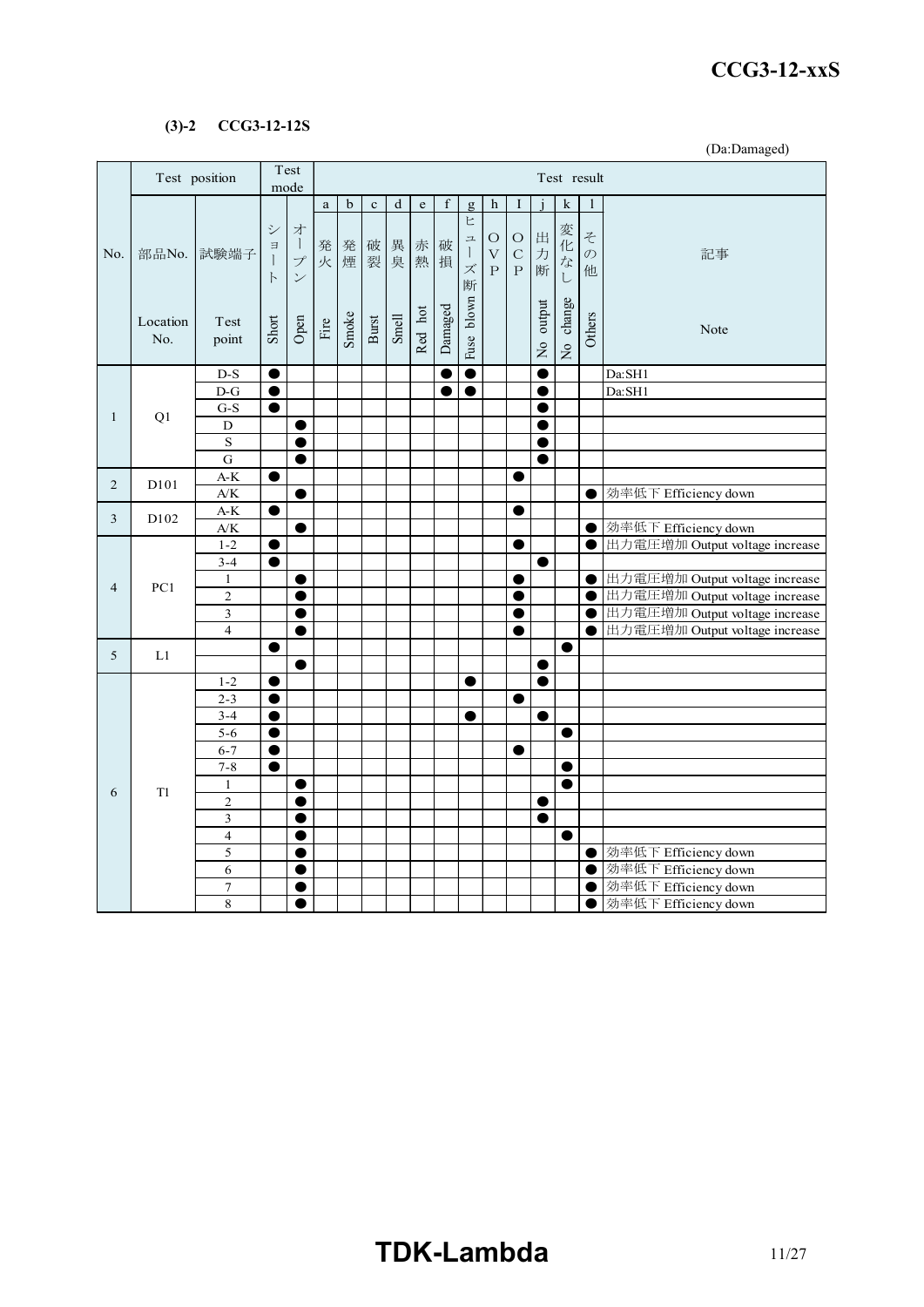**(3)-2 CCG3-12-12S**

(Da:Damaged)

| No. | 部品No. Location No. | 試験端子 Test point | ショート Short | オープン Open | a 発火 Fire | b 発煙 Smoke | c 破裂 Burst | d 異臭 Smell | e 赤熱 Red hot | f 破損 Damaged | g ヒューズ断 Fuse blown | h OVP | I OCP | j 出力断 No output | k 変化なし No change | l その他 Others | 記事 Note |
|---|---|---|---|---|---|---|---|---|---|---|---|---|---|---|---|---|---|
| 1 | Q1 | D-S | ● | | | | | | | ● | ● | | | ● | | | Da:SH1 |
| | | D-G | ● | | | | | | | ● | ● | | | ● | | | Da:SH1 |
| | | G-S | ● | | | | | | | | | | | ● | | | |
| | | D | | ● | | | | | | | | | | ● | | | |
| | | S | | ● | | | | | | | | | | ● | | | |
| | | G | | ● | | | | | | | | | | ● | | | |
| 2 | D101 | A-K | ● | | | | | | | | | | ● | | | | |
| | | A/K | | ● | | | | | | | | | | | | ● | 効率低下 Efficiency down |
| 3 | D102 | A-K | ● | | | | | | | | | | ● | | | | |
| | | A/K | | ● | | | | | | | | | | | | ● | 効率低下 Efficiency down |
| 4 | PC1 | 1-2 | ● | | | | | | | | | | ● | | | ● | 出力電圧増加 Output voltage increase |
| | | 3-4 | ● | | | | | | | | | | | ● | | | |
| | | 1 | | ● | | | | | | | | | ● | | | ● | 出力電圧増加 Output voltage increase |
| | | 2 | | ● | | | | | | | | | ● | | | ● | 出力電圧増加 Output voltage increase |
| | | 3 | | ● | | | | | | | | | ● | | | ● | 出力電圧増加 Output voltage increase |
| | | 4 | | ● | | | | | | | | | ● | | | ● | 出力電圧増加 Output voltage increase |
| 5 | L1 | | ● | | | | | | | | | | | | ● | | |
| | | | | ● | | | | | | | | | | ● | | | |
| 6 | T1 | 1-2 | ● | | | | | | | | ● | | | ● | | | |
| | | 2-3 | ● | | | | | | | | | | ● | | | | |
| | | 3-4 | ● | | | | | | | | ● | | | ● | | | |
| | | 5-6 | ● | | | | | | | | | | | | ● | | |
| | | 6-7 | ● | | | | | | | | | | ● | | | | |
| | | 7-8 | ● | | | | | | | | | | | | ● | | |
| | | 1 | | ● | | | | | | | | | | | ● | | |
| | | 2 | | ● | | | | | | | | | | ● | | | |
| | | 3 | | ● | | | | | | | | | | ● | | | |
| | | 4 | | ● | | | | | | | | | | | ● | | |
| | | 5 | | ● | | | | | | | | | | | | ● | 効率低下 Efficiency down |
| | | 6 | | ● | | | | | | | | | | | | ● | 効率低下 Efficiency down |
| | | 7 | | ● | | | | | | | | | | | | ● | 効率低下 Efficiency down |
| | | 8 | | ● | | | | | | | | | | | | ● | 効率低下 Efficiency down |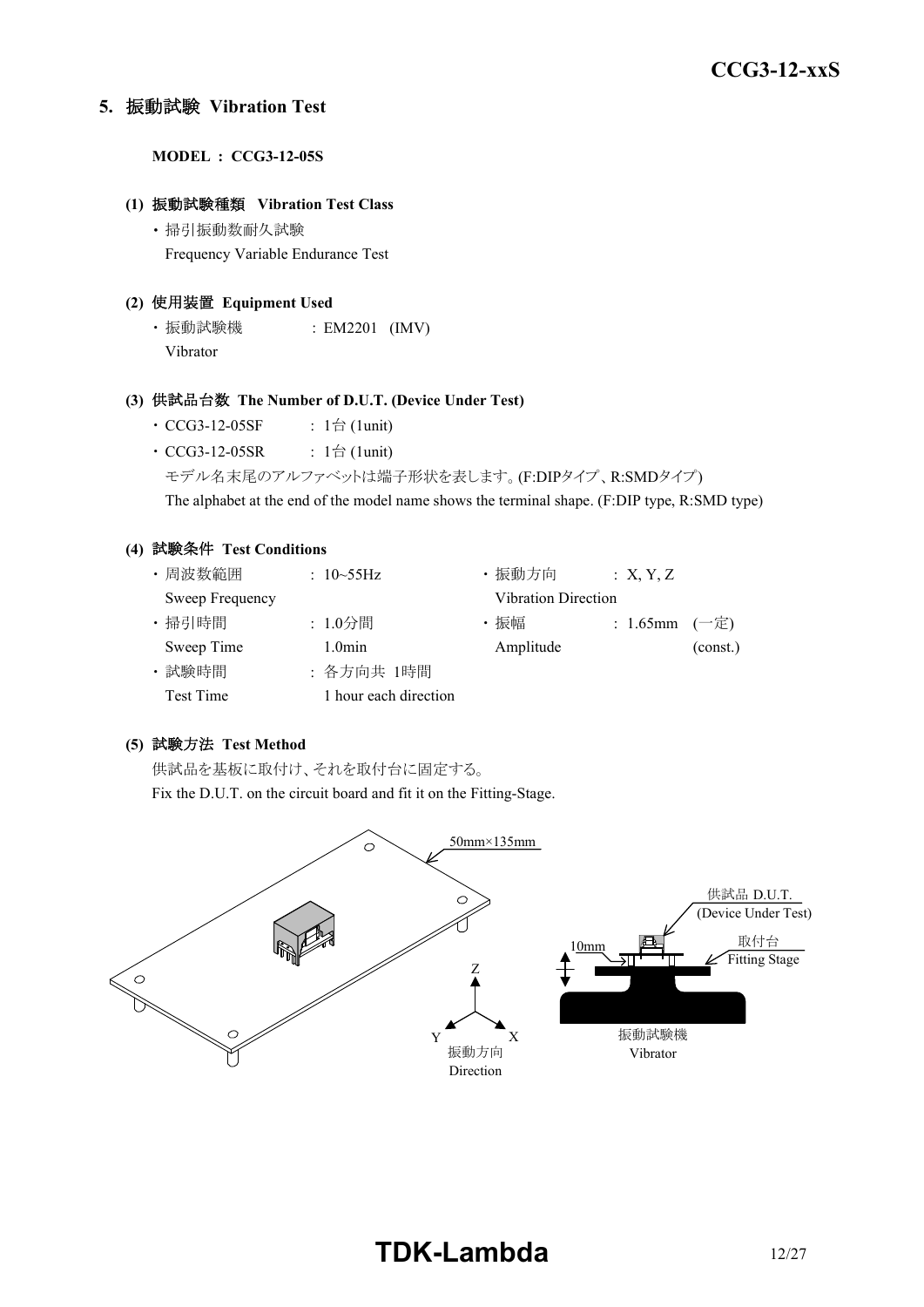## 5. 振動試験 Vibration Test

**MODEL : CCG3-12-05S**

### (1) 振動試験種類 Vibration Test Class

・掃引振動数耐久試験
Frequency Variable Endurance Test

### (2) 使用装置 Equipment Used

・振動試験機 : EM2201 (IMV)
Vibrator

### (3) 供試品台数 The Number of D.U.T. (Device Under Test)

・CCG3-12-05SF : 1台 (1unit)
・CCG3-12-05SR : 1台 (1unit)

モデル名末尾のアルファベットは端子形状を表します。(F:DIPタイプ、R:SMDタイプ)
The alphabet at the end of the model name shows the terminal shape. (F:DIP type, R:SMD type)

### (4) 試験条件 Test Conditions

・周波数範囲 Sweep Frequency : 10~55Hz
・掃引時間 Sweep Time : 1.0分間 1.0min
・試験時間 Test Time : 各方向共 1時間 1 hour each direction
・振動方向 Vibration Direction : X, Y, Z
・振幅 Amplitude : 1.65mm (一定) (const.)

### (5) 試験方法 Test Method

供試品を基板に取付け、それを取付台に固定する。
Fix the D.U.T. on the circuit board and fit it on the Fitting-Stage.

50mm×135mm

供試品 D.U.T. (Device Under Test)

取付台 Fitting Stage

10mm

振動試験機 Vibrator

振動方向 Direction (X, Y, Z)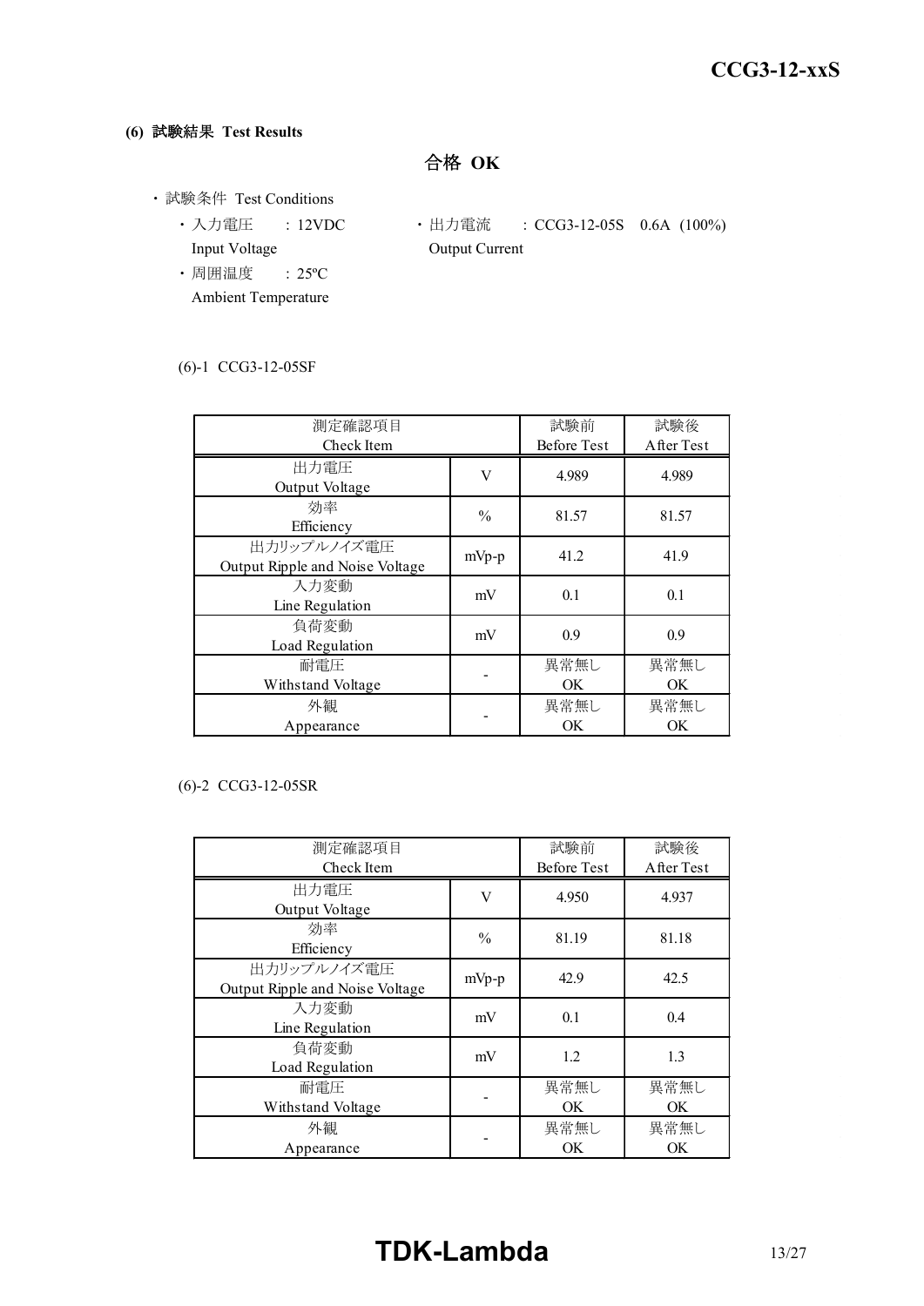**(6) 試験結果 Test Results**

**合格 OK**

- 試験条件 Test Conditions
  - 入力電圧 Input Voltage : 12VDC
  - 出力電流 Output Current : CCG3-12-05S 0.6A (100%)
  - 周囲温度 Ambient Temperature : 25ºC

(6)-1 CCG3-12-05SF

| 測定確認項目<br>Check Item | | 試験前<br>Before Test | 試験後<br>After Test |
|---|---|---|---|
| 出力電圧<br>Output Voltage | V | 4.989 | 4.989 |
| 効率<br>Efficiency | % | 81.57 | 81.57 |
| 出力リップルノイズ電圧<br>Output Ripple and Noise Voltage | mVp-p | 41.2 | 41.9 |
| 入力変動<br>Line Regulation | mV | 0.1 | 0.1 |
| 負荷変動<br>Load Regulation | mV | 0.9 | 0.9 |
| 耐電圧<br>Withstand Voltage | - | 異常無し<br>OK | 異常無し<br>OK |
| 外観<br>Appearance | - | 異常無し<br>OK | 異常無し<br>OK |

(6)-2 CCG3-12-05SR

| 測定確認項目<br>Check Item | | 試験前<br>Before Test | 試験後<br>After Test |
|---|---|---|---|
| 出力電圧<br>Output Voltage | V | 4.950 | 4.937 |
| 効率<br>Efficiency | % | 81.19 | 81.18 |
| 出力リップルノイズ電圧<br>Output Ripple and Noise Voltage | mVp-p | 42.9 | 42.5 |
| 入力変動<br>Line Regulation | mV | 0.1 | 0.4 |
| 負荷変動<br>Load Regulation | mV | 1.2 | 1.3 |
| 耐電圧<br>Withstand Voltage | - | 異常無し<br>OK | 異常無し<br>OK |
| 外観<br>Appearance | - | 異常無し<br>OK | 異常無し<br>OK |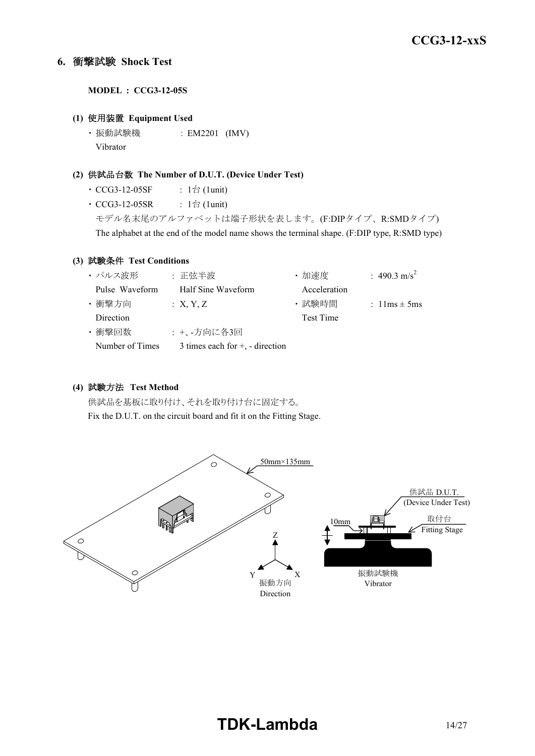## 6. 衝撃試験 Shock Test

**MODEL : CCG3-12-05S**

**(1) 使用装置 Equipment Used**

・振動試験機 : EM2201 (IMV)
Vibrator

**(2) 供試品台数 The Number of D.U.T. (Device Under Test)**

・CCG3-12-05SF : 1台 (1unit)
・CCG3-12-05SR : 1台 (1unit)

モデル名末尾のアルファベットは端子形状を表します。(F:DIPタイプ、R:SMDタイプ)
The alphabet at the end of the model name shows the terminal shape. (F:DIP type, R:SMD type)

**(3) 試験条件 Test Conditions**

| | | | |
|---|---|---|---|
| ・パルス波形 Pulse Waveform | : 正弦半波 Half Sine Waveform | ・加速度 Acceleration | : 490.3 $m/s^2$ |
| ・衝撃方向 Direction | : X, Y, Z | ・試験時間 Test Time | : 11ms ± 5ms |
| ・衝撃回数 Number of Times | : +、-方向に各3回 3 times each for +, - direction | | |

**(4) 試験方法 Test Method**

供試品を基板に取り付け、それを取り付け台に固定する。
Fix the D.U.T. on the circuit board and fit it on the Fitting Stage.

50mm×135mm

供試品 D.U.T. (Device Under Test)

取付台 Fitting Stage

10mm

Z Y X
振動方向 Direction

振動試験機 Vibrator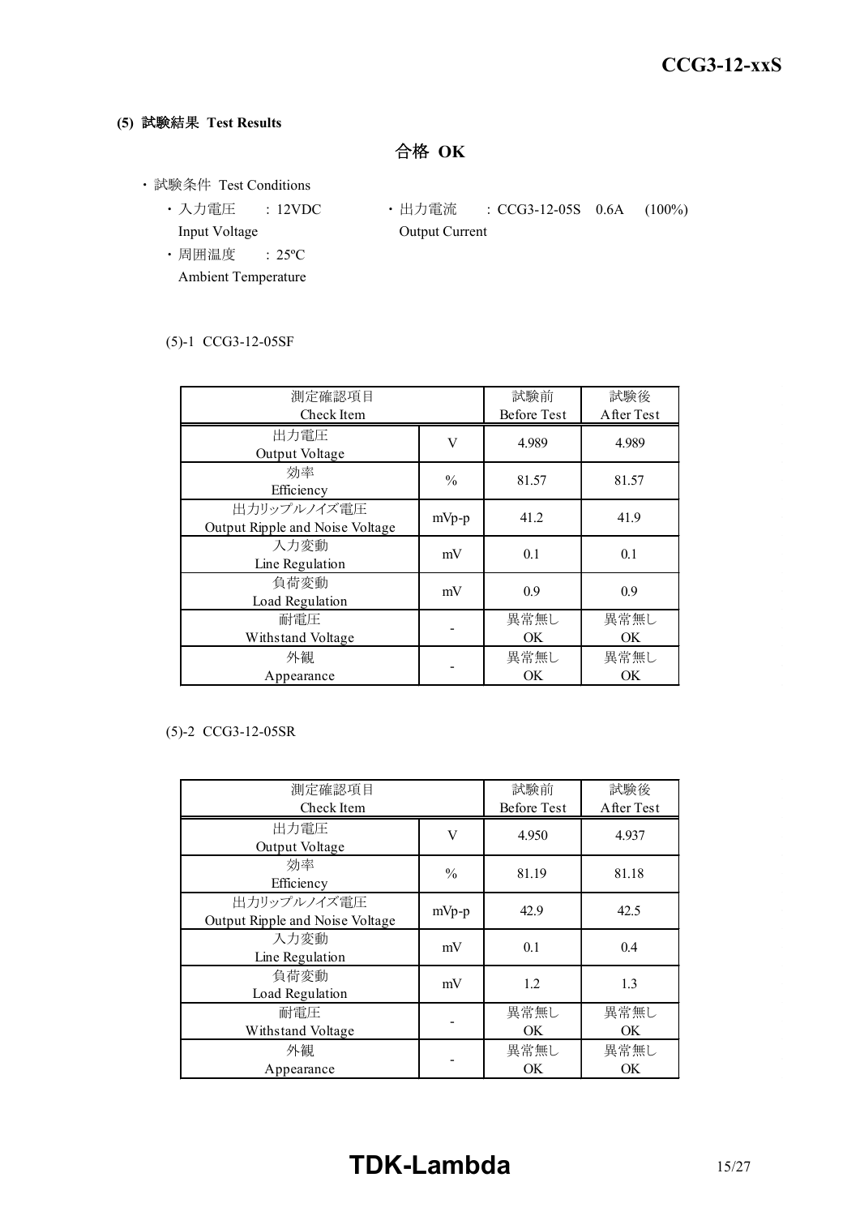**(5) 試験結果 Test Results**

**合格 OK**

・試験条件 Test Conditions

- ・入力電圧 Input Voltage : 12VDC
- ・出力電流 Output Current : CCG3-12-05S 0.6A (100%)
- ・周囲温度 Ambient Temperature : 25ºC

(5)-1 CCG3-12-05SF

| 測定確認項目<br>Check Item | | 試験前<br>Before Test | 試験後<br>After Test |
|---|---|---|---|
| 出力電圧<br>Output Voltage | V | 4.989 | 4.989 |
| 効率<br>Efficiency | % | 81.57 | 81.57 |
| 出力リップルノイズ電圧<br>Output Ripple and Noise Voltage | mVp-p | 41.2 | 41.9 |
| 入力変動<br>Line Regulation | mV | 0.1 | 0.1 |
| 負荷変動<br>Load Regulation | mV | 0.9 | 0.9 |
| 耐電圧<br>Withstand Voltage | - | 異常無し<br>OK | 異常無し<br>OK |
| 外観<br>Appearance | - | 異常無し<br>OK | 異常無し<br>OK |

(5)-2 CCG3-12-05SR

| 測定確認項目<br>Check Item | | 試験前<br>Before Test | 試験後<br>After Test |
|---|---|---|---|
| 出力電圧<br>Output Voltage | V | 4.950 | 4.937 |
| 効率<br>Efficiency | % | 81.19 | 81.18 |
| 出力リップルノイズ電圧<br>Output Ripple and Noise Voltage | mVp-p | 42.9 | 42.5 |
| 入力変動<br>Line Regulation | mV | 0.1 | 0.4 |
| 負荷変動<br>Load Regulation | mV | 1.2 | 1.3 |
| 耐電圧<br>Withstand Voltage | - | 異常無し<br>OK | 異常無し<br>OK |
| 外観<br>Appearance | - | 異常無し<br>OK | 異常無し<br>OK |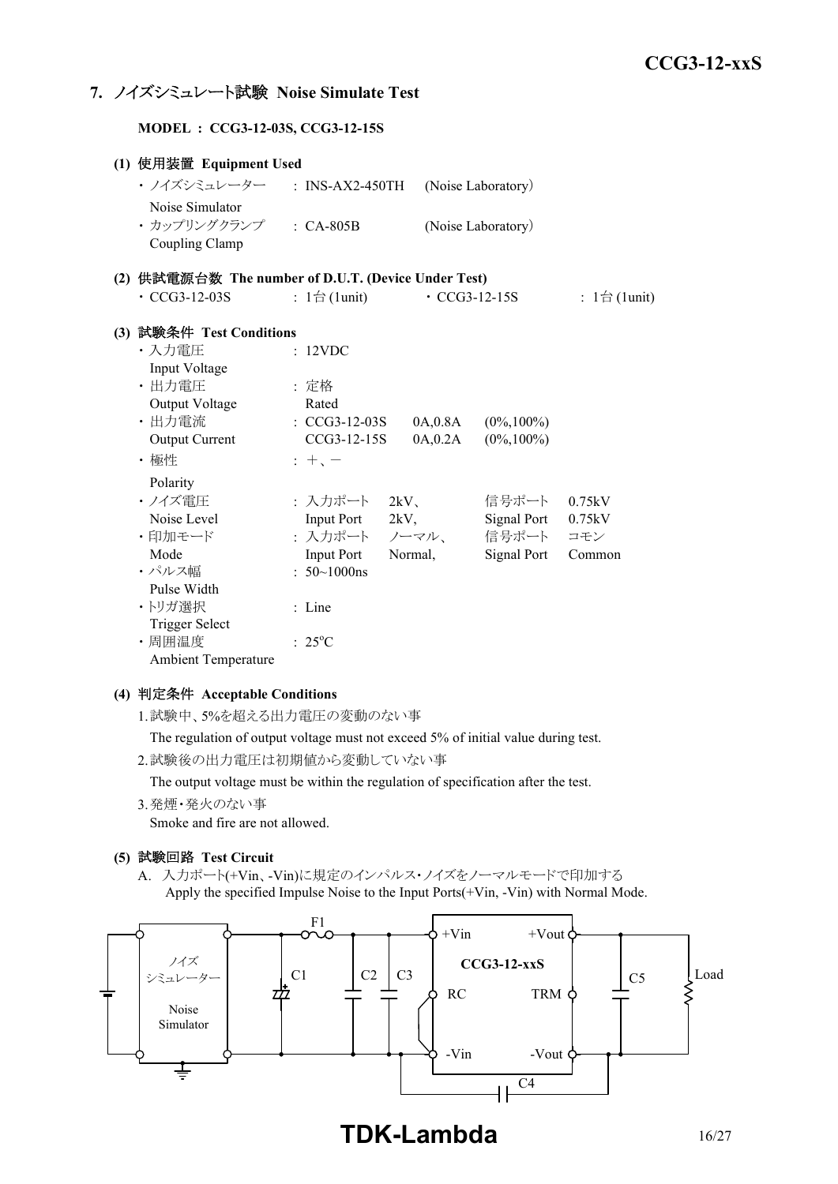## 7. ノイズシミュレート試験 Noise Simulate Test

**MODEL : CCG3-12-03S, CCG3-12-15S**

### (1) 使用装置 Equipment Used

- ノイズシミュレーター Noise Simulator : INS-AX2-450TH (Noise Laboratory)
- カップリングクランプ Coupling Clamp : CA-805B (Noise Laboratory)

### (2) 供試電源台数 The number of D.U.T. (Device Under Test)

- CCG3-12-03S : 1台 (1unit)
- CCG3-12-15S : 1台 (1unit)

### (3) 試験条件 Test Conditions

- 入力電圧 Input Voltage : 12VDC
- 出力電圧 Output Voltage : 定格 Rated
- 出力電流 Output Current : CCG3-12-03S 0A,0.8A (0%,100%)
  CCG3-12-15S 0A,0.2A (0%,100%)
- 極性 Polarity : ＋、－
- ノイズ電圧 Noise Level : 入力ポート 2kV、 信号ポート 0.75kV
  Input Port 2kV, Signal Port 0.75kV
- 印加モード Mode : 入力ポート ノーマル、 信号ポート コモン
  Input Port Normal, Signal Port Common
- パルス幅 Pulse Width : 50~1000ns
- トリガ選択 Trigger Select : Line
- 周囲温度 Ambient Temperature : 25°C

### (4) 判定条件 Acceptable Conditions

1. 試験中、5%を超える出力電圧の変動のない事
   The regulation of output voltage must not exceed 5% of initial value during test.
2. 試験後の出力電圧は初期値から変動していない事
   The output voltage must be within the regulation of specification after the test.
3. 発煙・発火のない事
   Smoke and fire are not allowed.

### (5) 試験回路 Test Circuit

A. 入力ポート(+Vin、-Vin)に規定のインパルス・ノイズをノーマルモードで印加する
   Apply the specified Impulse Noise to the Input Ports(+Vin, -Vin) with Normal Mode.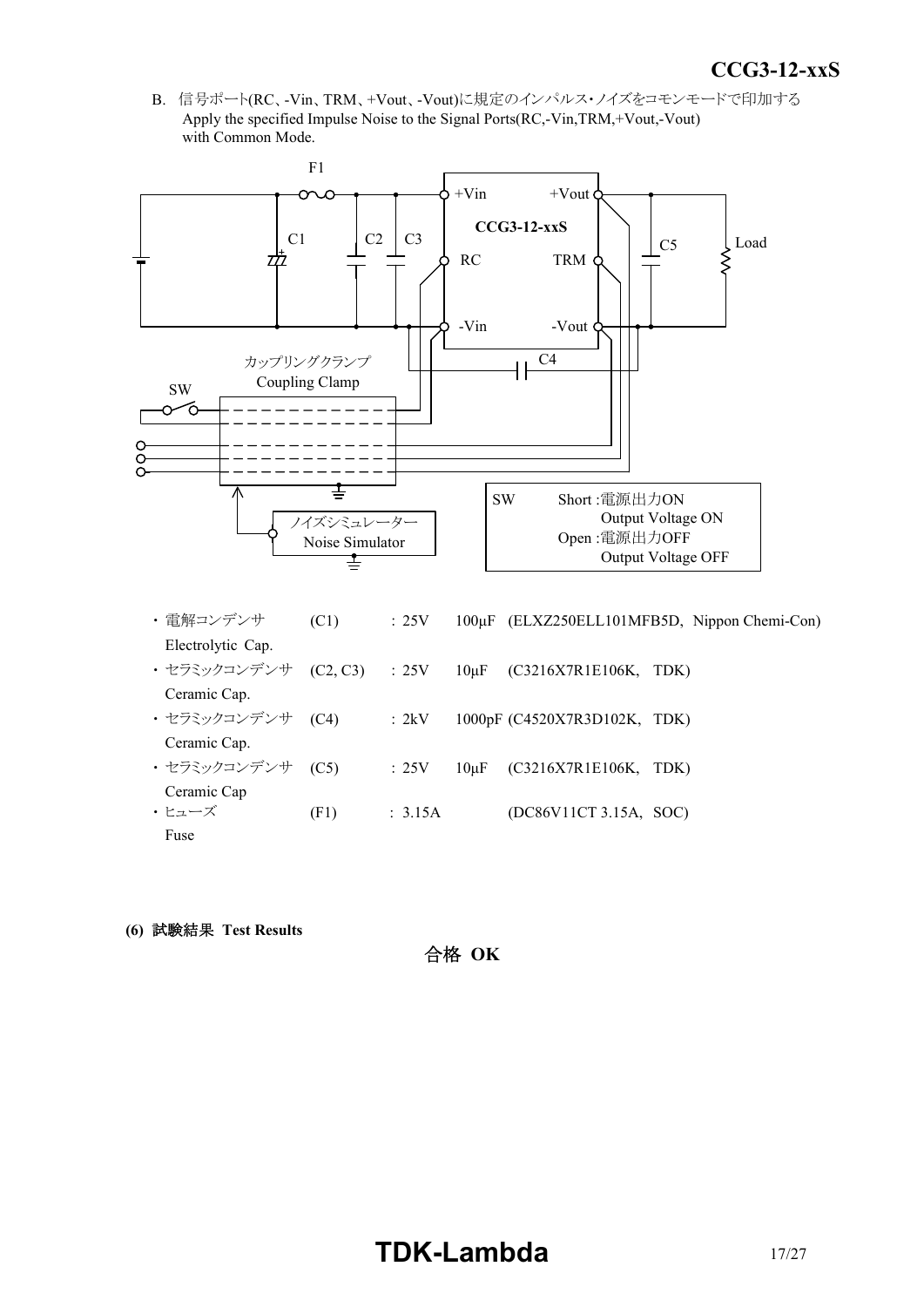B. 信号ポート(RC、-Vin、TRM、+Vout、-Vout)に規定のインパルス･ノイズをコモンモードで印加する
Apply the specified Impulse Noise to the Signal Ports(RC,-Vin,TRM,+Vout,-Vout) with Common Mode.

F1

+Vin　　+Vout

CCG3-12-xxS

C1　　C2　C3　　　RC　　TRM　　C5　　Load

-Vin　　-Vout

C4

カップリングクランプ
Coupling Clamp

SW

ノイズシミュレーター
Noise Simulator

| SW | Short :電源出力ON<br>Output Voltage ON<br>Open :電源出力OFF<br>Output Voltage OFF |
|---|---|

- 電解コンデンサ　(C1)　: 25V　100μF　(ELXZ250ELL101MFB5D,　Nippon Chemi-Con)
  Electrolytic Cap.
- セラミックコンデンサ　(C2, C3)　: 25V　10μF　(C3216X7R1E106K,　TDK)
  Ceramic Cap.
- セラミックコンデンサ　(C4)　: 2kV　1000pF (C4520X7R3D102K,　TDK)
  Ceramic Cap.
- セラミックコンデンサ　(C5)　: 25V　10μF　(C3216X7R1E106K,　TDK)
  Ceramic Cap
- ヒューズ　(F1)　: 3.15A　(DC86V11CT 3.15A,　SOC)
  Fuse

**(6) 試験結果 Test Results**

**合格 OK**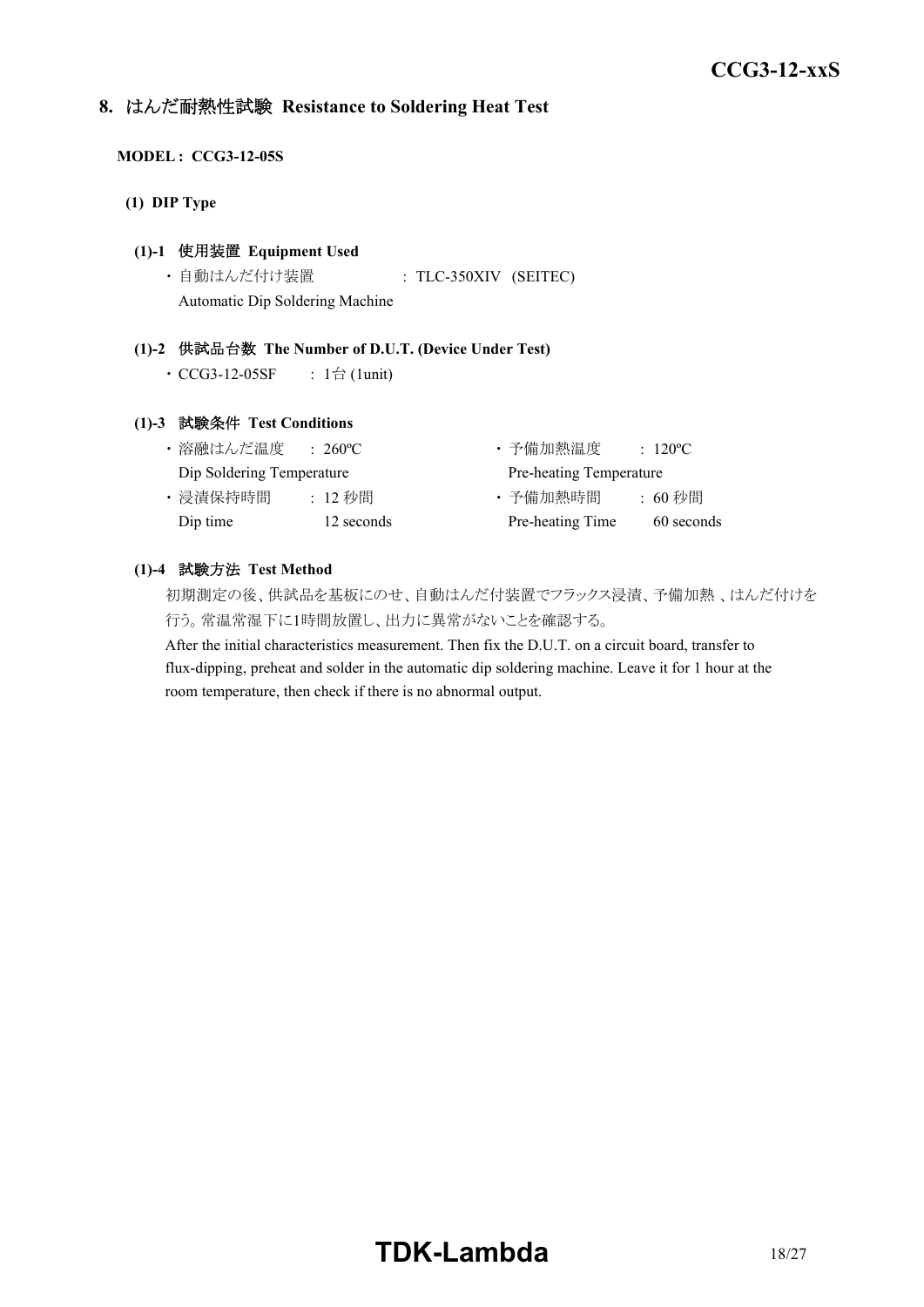## 8. はんだ耐熱性試験 Resistance to Soldering Heat Test

**MODEL : CCG3-12-05S**

**(1) DIP Type**

**(1)-1 使用装置 Equipment Used**

・自動はんだ付け装置　　: TLC-350XIV (SEITEC)
Automatic Dip Soldering Machine

**(1)-2 供試品台数 The Number of D.U.T. (Device Under Test)**

・CCG3-12-05SF　: 1台 (1unit)

**(1)-3 試験条件 Test Conditions**

・溶融はんだ温度　: 260ºC
Dip Soldering Temperature

・浸漬保持時間　: 12 秒間
Dip time　12 seconds

・予備加熱温度　: 120ºC
Pre-heating Temperature

・予備加熱時間　: 60 秒間
Pre-heating Time　60 seconds

**(1)-4 試験方法 Test Method**

初期測定の後、供試品を基板にのせ、自動はんだ付装置でフラックス浸漬、予備加熱 、はんだ付けを行う。常温常湿下に1時間放置し、出力に異常がないことを確認する。

After the initial characteristics measurement. Then fix the D.U.T. on a circuit board, transfer to flux-dipping, preheat and solder in the automatic dip soldering machine. Leave it for 1 hour at the room temperature, then check if there is no abnormal output.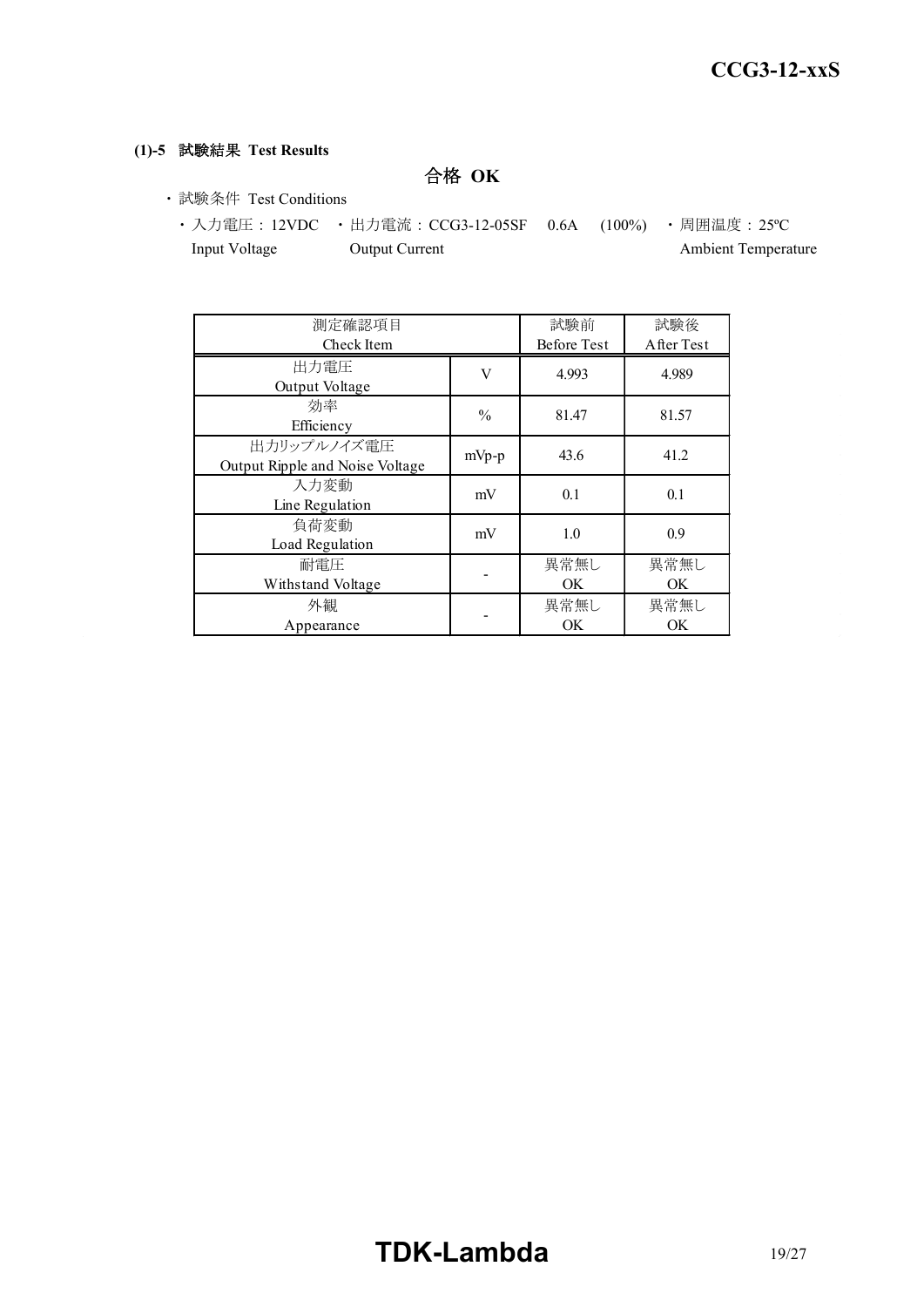**(1)-5 試験結果 Test Results**

**合格 OK**

- 試験条件 Test Conditions
  - 入力電圧：12VDC Input Voltage
  - 出力電流：CCG3-12-05SF 0.6A (100%) Output Current
  - 周囲温度：25ºC Ambient Temperature

| 測定確認項目<br>Check Item | | 試験前<br>Before Test | 試験後<br>After Test |
|---|---|---|---|
| 出力電圧<br>Output Voltage | V | 4.993 | 4.989 |
| 効率<br>Efficiency | % | 81.47 | 81.57 |
| 出力リップルノイズ電圧<br>Output Ripple and Noise Voltage | mVp-p | 43.6 | 41.2 |
| 入力変動<br>Line Regulation | mV | 0.1 | 0.1 |
| 負荷変動<br>Load Regulation | mV | 1.0 | 0.9 |
| 耐電圧<br>Withstand Voltage | - | 異常無し<br>OK | 異常無し<br>OK |
| 外観<br>Appearance | - | 異常無し<br>OK | 異常無し<br>OK |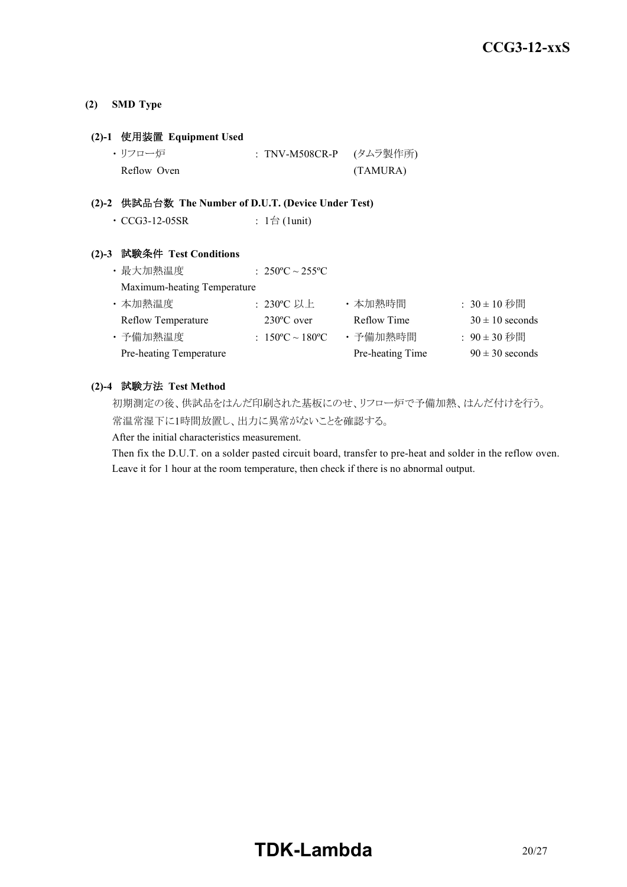### (2) SMD Type

#### (2)-1 使用装置 Equipment Used

・リフロー炉 : TNV-M508CR-P (タムラ製作所)
Reflow Oven (TAMURA)

#### (2)-2 供試品台数 The Number of D.U.T. (Device Under Test)

・CCG3-12-05SR : 1台 (1unit)

#### (2)-3 試験条件 Test Conditions

・最大加熱温度 : 250ºC ~ 255ºC
Maximum-heating Temperature

| | | | |
|---|---|---|---|
| ・本加熱温度 Reflow Temperature | : 230ºC 以上 230ºC over | ・本加熱時間 Reflow Time | : 30 ± 10 秒間 30 ± 10 seconds |
| ・予備加熱温度 Pre-heating Temperature | : 150ºC ~ 180ºC | ・予備加熱時間 Pre-heating Time | : 90 ± 30 秒間 90 ± 30 seconds |

#### (2)-4 試験方法 Test Method

初期測定の後、供試品をはんだ印刷された基板にのせ、リフロー炉で予備加熱、はんだ付けを行う。
常温常湿下に1時間放置し、出力に異常がないことを確認する。

After the initial characteristics measurement.
Then fix the D.U.T. on a solder pasted circuit board, transfer to pre-heat and solder in the reflow oven.
Leave it for 1 hour at the room temperature, then check if there is no abnormal output.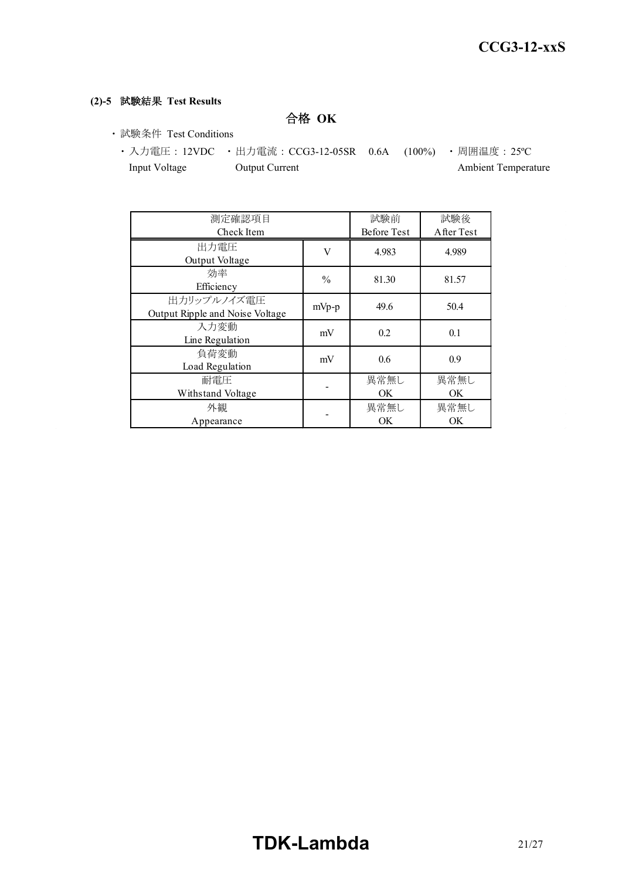**(2)-5 試験結果 Test Results**

**合格 OK**

- 試験条件 Test Conditions
  - 入力電圧：12VDC Input Voltage
  - 出力電流：CCG3-12-05SR 0.6A (100%) Output Current
  - 周囲温度：25ºC Ambient Temperature

| 測定確認項目 Check Item | | 試験前 Before Test | 試験後 After Test |
|---|---|---|---|
| 出力電圧 Output Voltage | V | 4.983 | 4.989 |
| 効率 Efficiency | % | 81.30 | 81.57 |
| 出力リップルノイズ電圧 Output Ripple and Noise Voltage | mVp-p | 49.6 | 50.4 |
| 入力変動 Line Regulation | mV | 0.2 | 0.1 |
| 負荷変動 Load Regulation | mV | 0.6 | 0.9 |
| 耐電圧 Withstand Voltage | - | 異常無し OK | 異常無し OK |
| 外観 Appearance | - | 異常無し OK | 異常無し OK |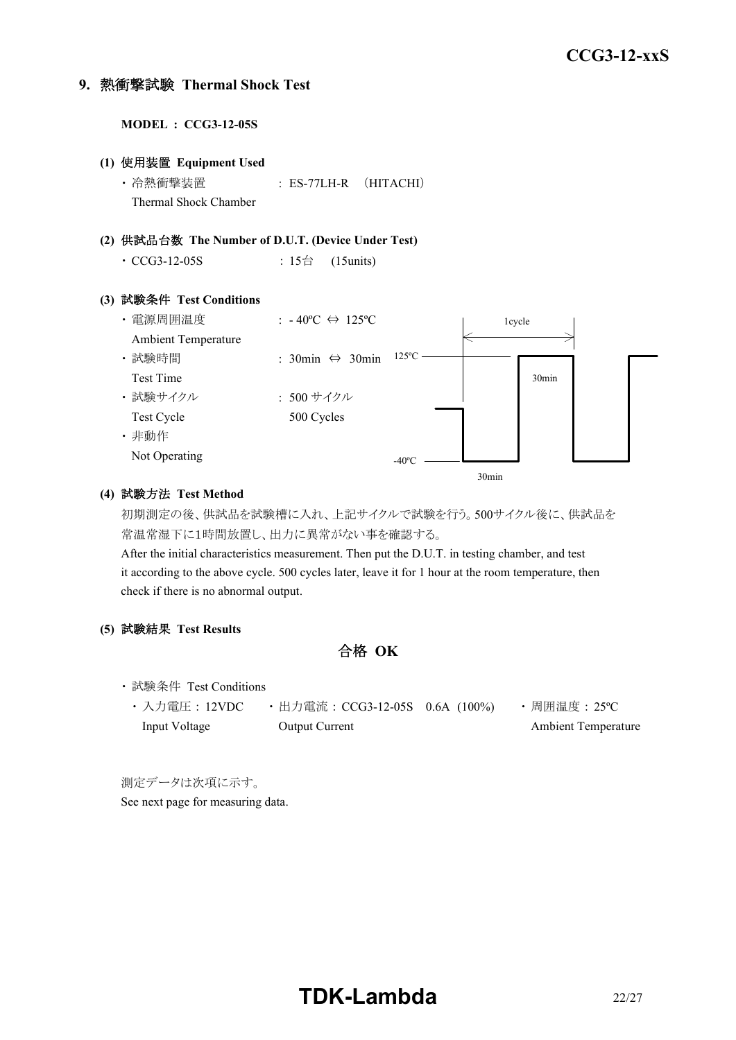## 9. 熱衝撃試験 Thermal Shock Test

**MODEL ： CCG3-12-05S**

**(1) 使用装置 Equipment Used**

・冷熱衝撃装置 Thermal Shock Chamber ： ES-77LH-R （HITACHI）

**(2) 供試品台数 The Number of D.U.T. (Device Under Test)**

・CCG3-12-05S ： 15台 (15units)

**(3) 試験条件 Test Conditions**

・電源周囲温度 Ambient Temperature ： - 40ºC ⇔ 125ºC

・試験時間 Test Time ： 30min ⇔ 30min

・試験サイクル Test Cycle ： 500 サイクル 500 Cycles

・非動作 Not Operating

1cycle

125ºC 30min

-40ºC 30min

**(4) 試験方法 Test Method**

初期測定の後、供試品を試験槽に入れ、上記サイクルで試験を行う。500サイクル後に、供試品を常温常湿下に1時間放置し、出力に異常がない事を確認する。

After the initial characteristics measurement. Then put the D.U.T. in testing chamber, and test it according to the above cycle. 500 cycles later, leave it for 1 hour at the room temperature, then check if there is no abnormal output.

**(5) 試験結果 Test Results**

**合格 OK**

・試験条件 Test Conditions

・入力電圧：12VDC Input Voltage　・出力電流：CCG3-12-05S 0.6A (100%) Output Current　・周囲温度：25ºC Ambient Temperature

測定データは次項に示す。

See next page for measuring data.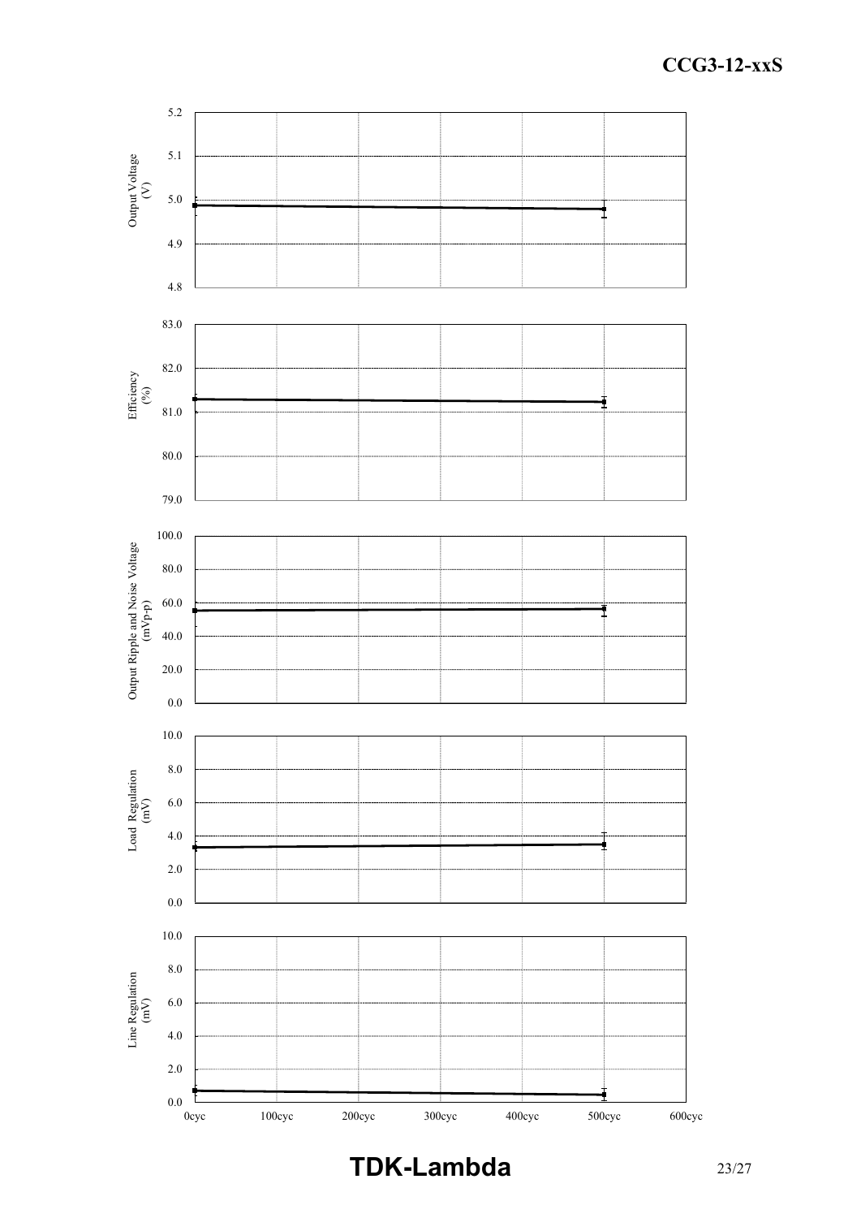| Output Voltage (V) | |
|---|---|
| 5.2 | |
| 5.1 | |
| 5.0 | |
| 4.9 | |
| 4.8 | |

| Efficiency (%) |
|---|
| 83.0 |
| 82.0 |
| 81.0 |
| 80.0 |
| 79.0 |

| Output Ripple and Noise Voltage (mVp-p) |
|---|
| 100.0 |
| 80.0 |
| 60.0 |
| 40.0 |
| 20.0 |
| 0.0 |

| Load Regulation (mV) |
|---|
| 10.0 |
| 8.0 |
| 6.0 |
| 4.0 |
| 2.0 |
| 0.0 |

| Line Regulation (mV) |
|---|
| 10.0 |
| 8.0 |
| 6.0 |
| 4.0 |
| 2.0 |
| 0.0 |

0cyc 100cyc 200cyc 300cyc 400cyc 500cyc 600cyc

**TDK-Lambda**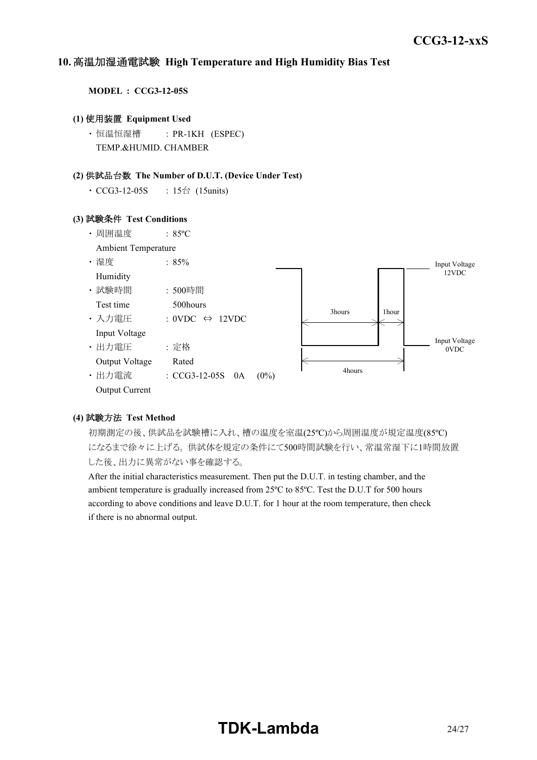## 10. 高温加湿通電試験 High Temperature and High Humidity Bias Test

**MODEL : CCG3-12-05S**

**(1) 使用装置 Equipment Used**

・恒温恒湿槽 : PR-1KH (ESPEC)
TEMP.&HUMID. CHAMBER

**(2) 供試品台数 The Number of D.U.T. (Device Under Test)**

・CCG3-12-05S : 15台 (15units)

**(3) 試験条件 Test Conditions**

・周囲温度 : 85ºC
Ambient Temperature

・湿度 : 85%
Humidity

・試験時間 : 500時間
Test time 500hours

・入力電圧 : 0VDC ⇔ 12VDC
Input Voltage

・出力電圧 : 定格
Output Voltage Rated

・出力電流 : CCG3-12-05S 0A (0%)
Output Current

Input Voltage 12VDC

3hours 1hour

Input Voltage 0VDC

4hours

**(4) 試験方法 Test Method**

初期測定の後、供試品を試験槽に入れ、槽の温度を室温(25ºC)から周囲温度が規定温度(85ºC)になるまで徐々に上げる。供試体を規定の条件にて500時間試験を行い、常温常湿下に1時間放置した後、出力に異常がない事を確認する。

After the initial characteristics measurement. Then put the D.U.T. in testing chamber, and the ambient temperature is gradually increased from 25ºC to 85ºC. Test the D.U.T for 500 hours according to above conditions and leave D.U.T. for 1 hour at the room temperature, then check if there is no abnormal output.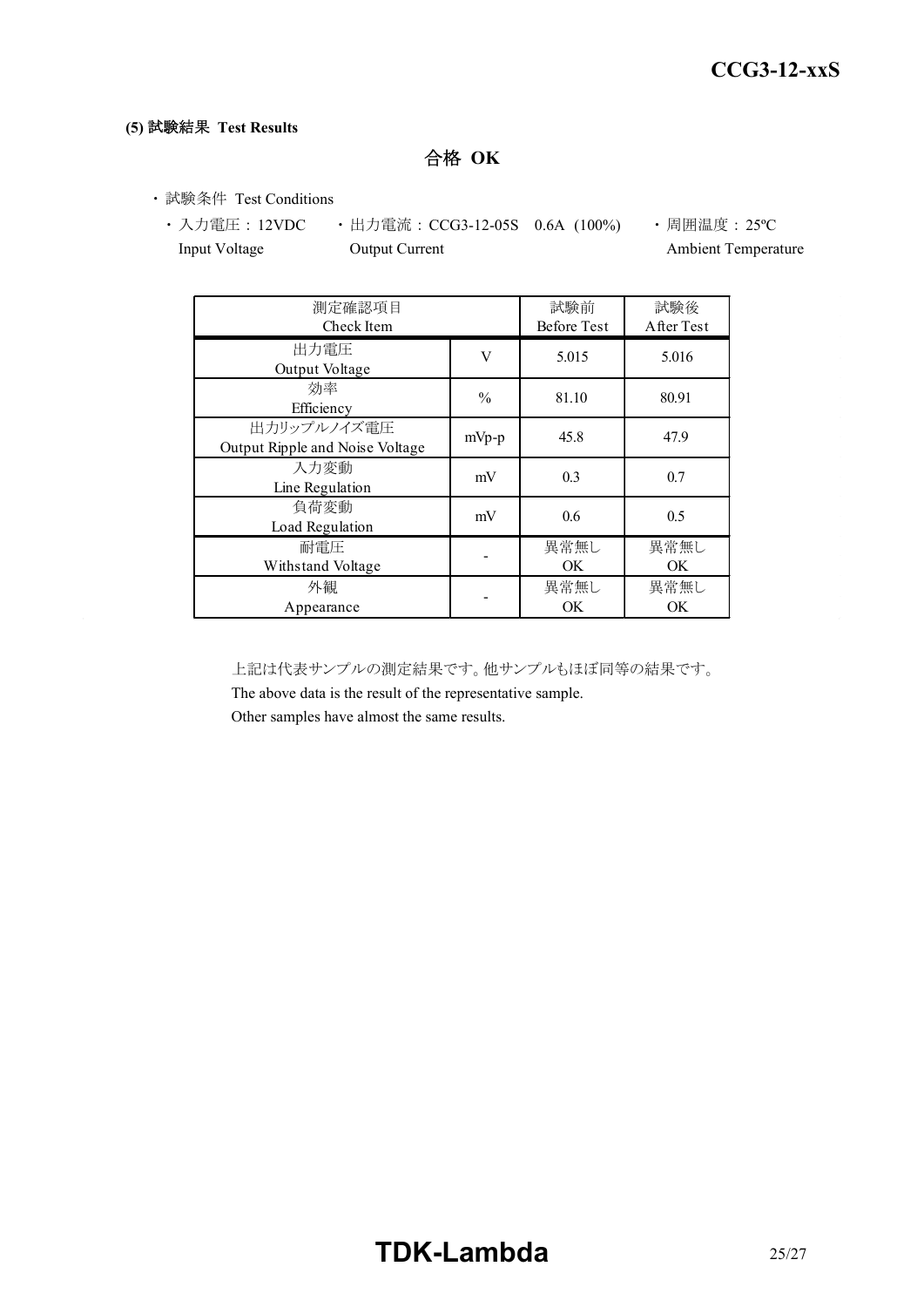**(5) 試験結果 Test Results**

**合格 OK**

- 試験条件 Test Conditions
  - 入力電圧：12VDC Input Voltage
  - 出力電流：CCG3-12-05S 0.6A (100%) Output Current
  - 周囲温度：25ºC Ambient Temperature

| 測定確認項目 Check Item | | 試験前 Before Test | 試験後 After Test |
|---|---|---|---|
| 出力電圧 Output Voltage | V | 5.015 | 5.016 |
| 効率 Efficiency | % | 81.10 | 80.91 |
| 出力リップルノイズ電圧 Output Ripple and Noise Voltage | mVp-p | 45.8 | 47.9 |
| 入力変動 Line Regulation | mV | 0.3 | 0.7 |
| 負荷変動 Load Regulation | mV | 0.6 | 0.5 |
| 耐電圧 Withstand Voltage | - | 異常無し OK | 異常無し OK |
| 外観 Appearance | - | 異常無し OK | 異常無し OK |

上記は代表サンプルの測定結果です。他サンプルもほぼ同等の結果です。
The above data is the result of the representative sample.
Other samples have almost the same results.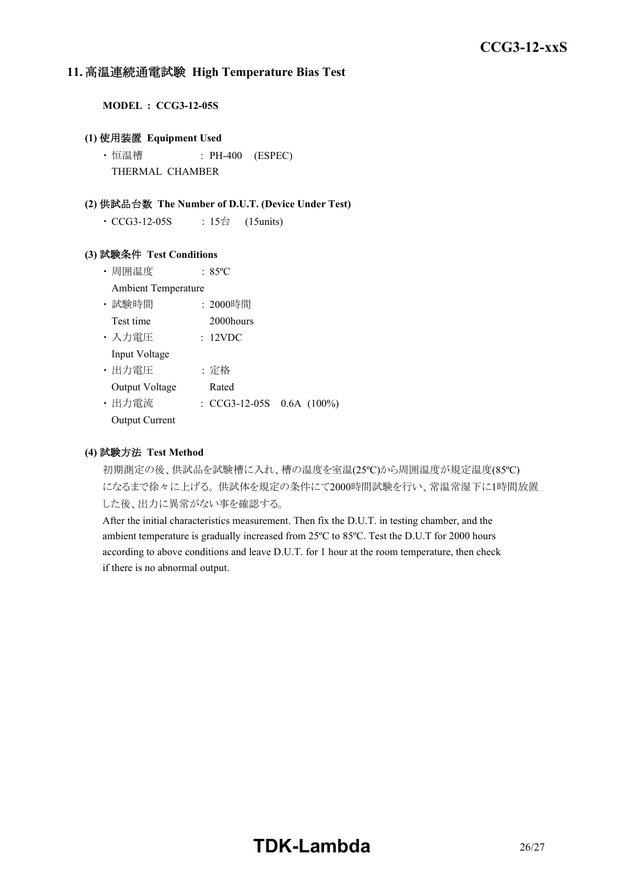## 11. 高温連続通電試験 High Temperature Bias Test

**MODEL : CCG3-12-05S**

**(1) 使用装置 Equipment Used**

- 恒温槽 : PH-400 (ESPEC)
  THERMAL CHAMBER

**(2) 供試品台数 The Number of D.U.T. (Device Under Test)**

- CCG3-12-05S : 15台 (15units)

**(3) 試験条件 Test Conditions**

- 周囲温度 : 85ºC
  Ambient Temperature
- 試験時間 : 2000時間
  Test time 2000hours
- 入力電圧 : 12VDC
  Input Voltage
- 出力電圧 : 定格
  Output Voltage Rated
- 出力電流 : CCG3-12-05S 0.6A (100%)
  Output Current

**(4) 試験方法 Test Method**

初期測定の後、供試品を試験槽に入れ、槽の温度を室温(25ºC)から周囲温度が規定温度(85ºC)になるまで徐々に上げる。供試体を規定の条件にて2000時間試験を行い、常温常湿下に1時間放置した後、出力に異常がない事を確認する。

After the initial characteristics measurement. Then fix the D.U.T. in testing chamber, and the ambient temperature is gradually increased from 25ºC to 85ºC. Test the D.U.T for 2000 hours according to above conditions and leave D.U.T. for 1 hour at the room temperature, then check if there is no abnormal output.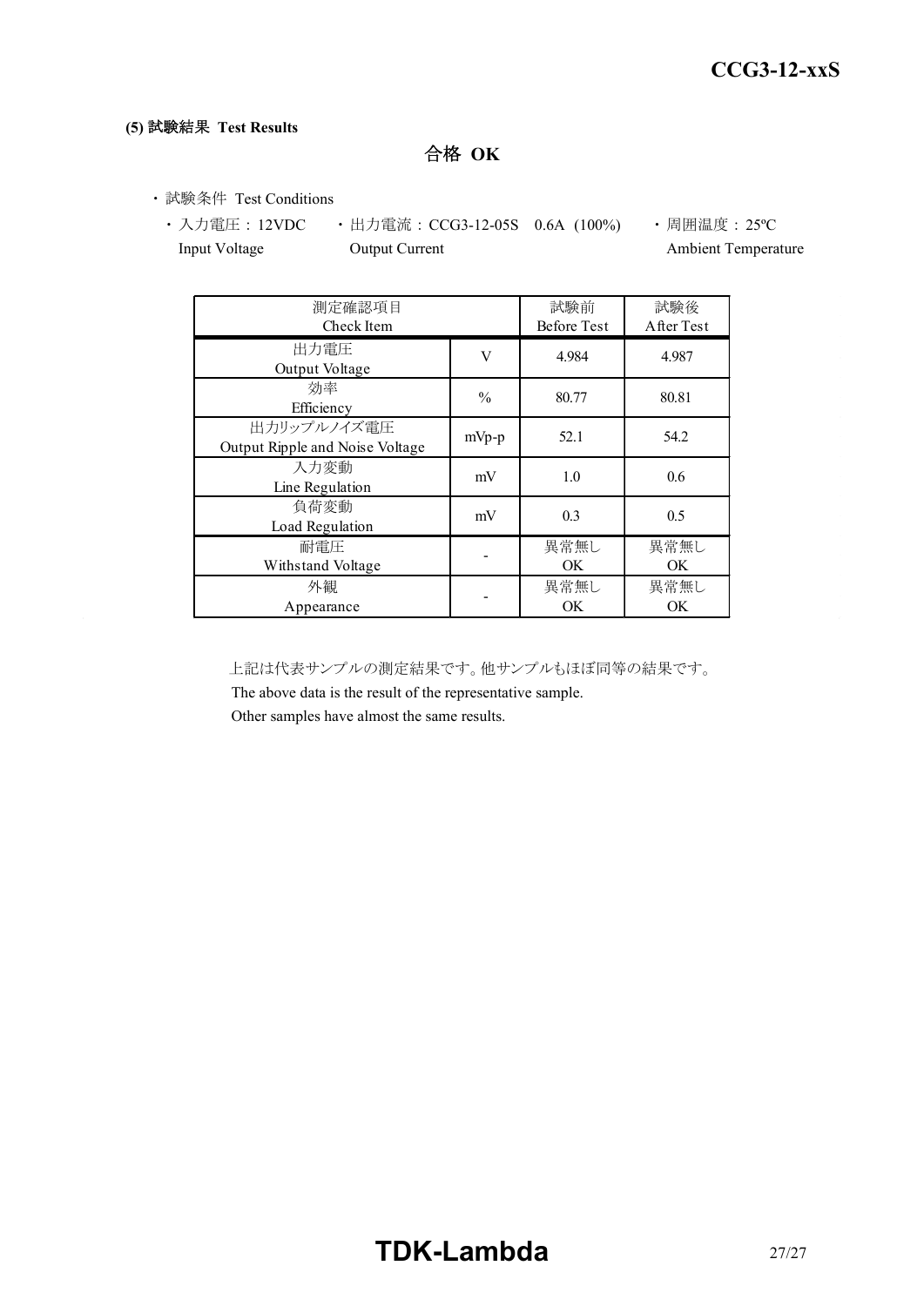**(5) 試験結果 Test Results**

**合格 OK**

- 試験条件 Test Conditions
  - 入力電圧：12VDC Input Voltage
  - 出力電流：CCG3-12-05S 0.6A (100%) Output Current
  - 周囲温度：25ºC Ambient Temperature

| 測定確認項目 Check Item | | 試験前 Before Test | 試験後 After Test |
|---|---|---|---|
| 出力電圧 Output Voltage | V | 4.984 | 4.987 |
| 効率 Efficiency | % | 80.77 | 80.81 |
| 出力リップルノイズ電圧 Output Ripple and Noise Voltage | mVp-p | 52.1 | 54.2 |
| 入力変動 Line Regulation | mV | 1.0 | 0.6 |
| 負荷変動 Load Regulation | mV | 0.3 | 0.5 |
| 耐電圧 Withstand Voltage | - | 異常無し OK | 異常無し OK |
| 外観 Appearance | - | 異常無し OK | 異常無し OK |

上記は代表サンプルの測定結果です。他サンプルもほぼ同等の結果です。
The above data is the result of the representative sample.
Other samples have almost the same results.